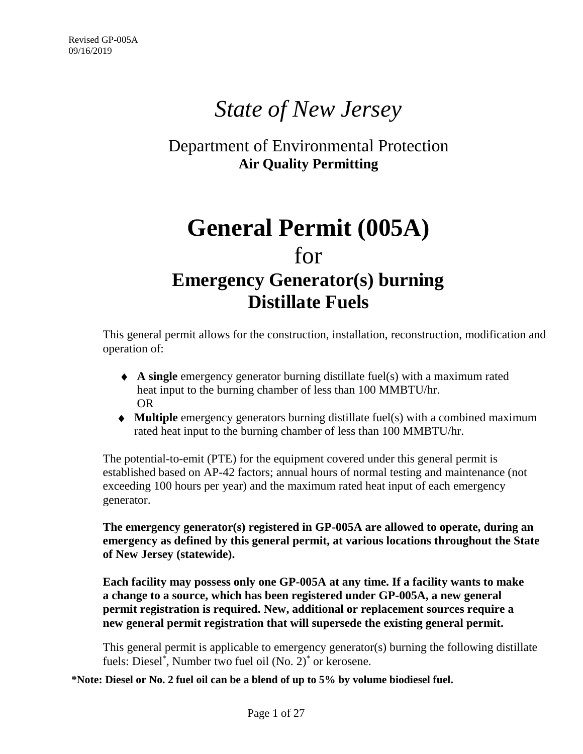Revised GP-005A
09/16/2019

# *State of New Jersey*

## Department of Environmental Protection
**Air Quality Permitting**

# General Permit (005A)
## for
## Emergency Generator(s) burning Distillate Fuels

This general permit allows for the construction, installation, reconstruction, modification and operation of:

- **A single** emergency generator burning distillate fuel(s) with a maximum rated heat input to the burning chamber of less than 100 MMBTU/hr.
  OR
- **Multiple** emergency generators burning distillate fuel(s) with a combined maximum rated heat input to the burning chamber of less than 100 MMBTU/hr.

The potential-to-emit (PTE) for the equipment covered under this general permit is established based on AP-42 factors; annual hours of normal testing and maintenance (not exceeding 100 hours per year) and the maximum rated heat input of each emergency generator.

**The emergency generator(s) registered in GP-005A are allowed to operate, during an emergency as defined by this general permit, at various locations throughout the State of New Jersey (statewide).**

**Each facility may possess only one GP-005A at any time. If a facility wants to make a change to a source, which has been registered under GP-005A, a new general permit registration is required. New, additional or replacement sources require a new general permit registration that will supersede the existing general permit.**

This general permit is applicable to emergency generator(s) burning the following distillate fuels: Diesel*, Number two fuel oil (No. 2)* or kerosene.

**\*Note: Diesel or No. 2 fuel oil can be a blend of up to 5% by volume biodiesel fuel.**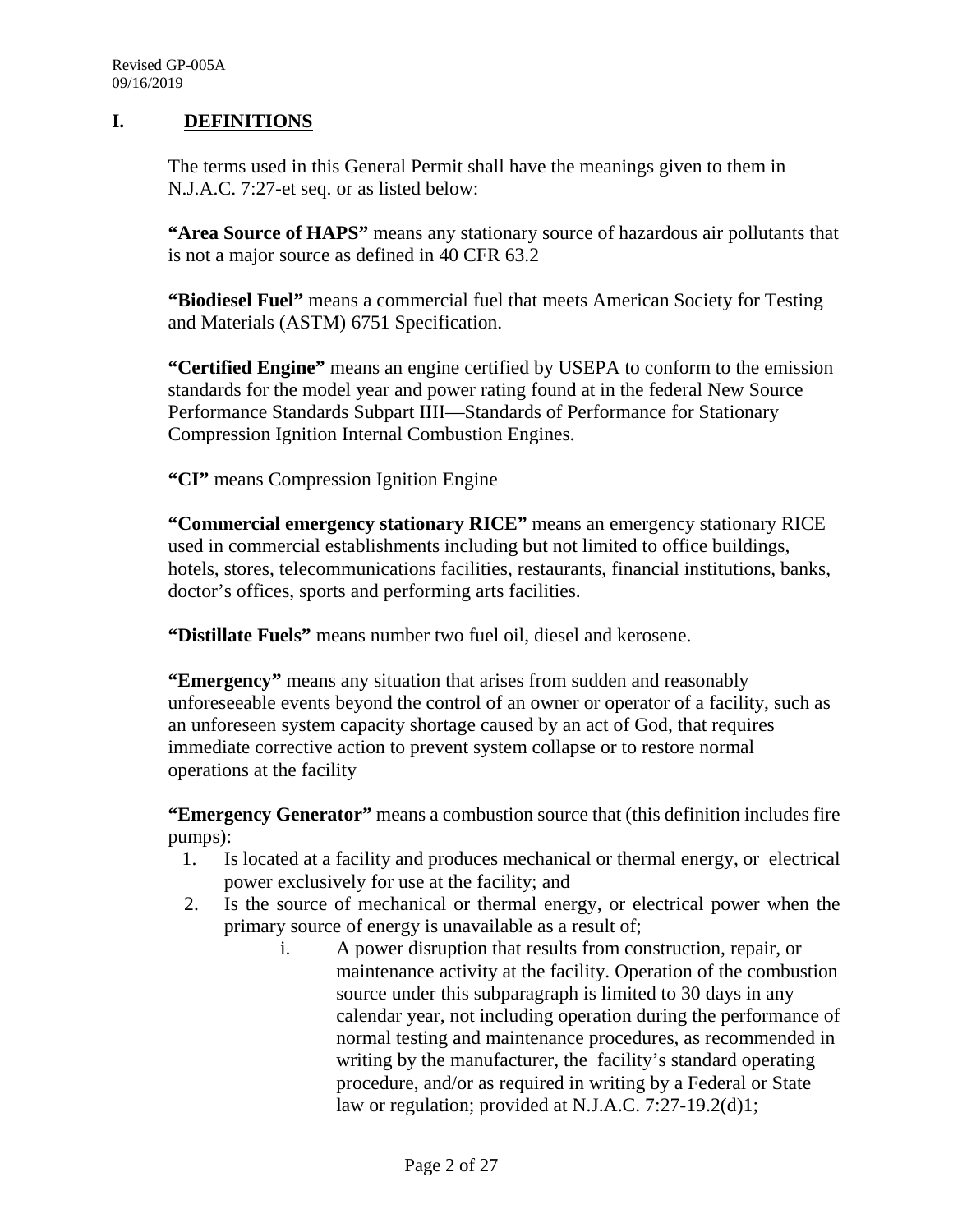# I. DEFINITIONS

The terms used in this General Permit shall have the meanings given to them in N.J.A.C. 7:27-et seq. or as listed below:

**"Area Source of HAPS"** means any stationary source of hazardous air pollutants that is not a major source as defined in 40 CFR 63.2

**"Biodiesel Fuel"** means a commercial fuel that meets American Society for Testing and Materials (ASTM) 6751 Specification.

**"Certified Engine"** means an engine certified by USEPA to conform to the emission standards for the model year and power rating found at in the federal New Source Performance Standards Subpart IIII—Standards of Performance for Stationary Compression Ignition Internal Combustion Engines.

**"CI"** means Compression Ignition Engine

**"Commercial emergency stationary RICE"** means an emergency stationary RICE used in commercial establishments including but not limited to office buildings, hotels, stores, telecommunications facilities, restaurants, financial institutions, banks, doctor's offices, sports and performing arts facilities.

**"Distillate Fuels"** means number two fuel oil, diesel and kerosene.

**"Emergency"** means any situation that arises from sudden and reasonably unforeseeable events beyond the control of an owner or operator of a facility, such as an unforeseen system capacity shortage caused by an act of God, that requires immediate corrective action to prevent system collapse or to restore normal operations at the facility

**"Emergency Generator"** means a combustion source that (this definition includes fire pumps):

1. Is located at a facility and produces mechanical or thermal energy, or electrical power exclusively for use at the facility; and
2. Is the source of mechanical or thermal energy, or electrical power when the primary source of energy is unavailable as a result of;
    i. A power disruption that results from construction, repair, or maintenance activity at the facility. Operation of the combustion source under this subparagraph is limited to 30 days in any calendar year, not including operation during the performance of normal testing and maintenance procedures, as recommended in writing by the manufacturer, the facility's standard operating procedure, and/or as required in writing by a Federal or State law or regulation; provided at N.J.A.C. 7:27-19.2(d)1;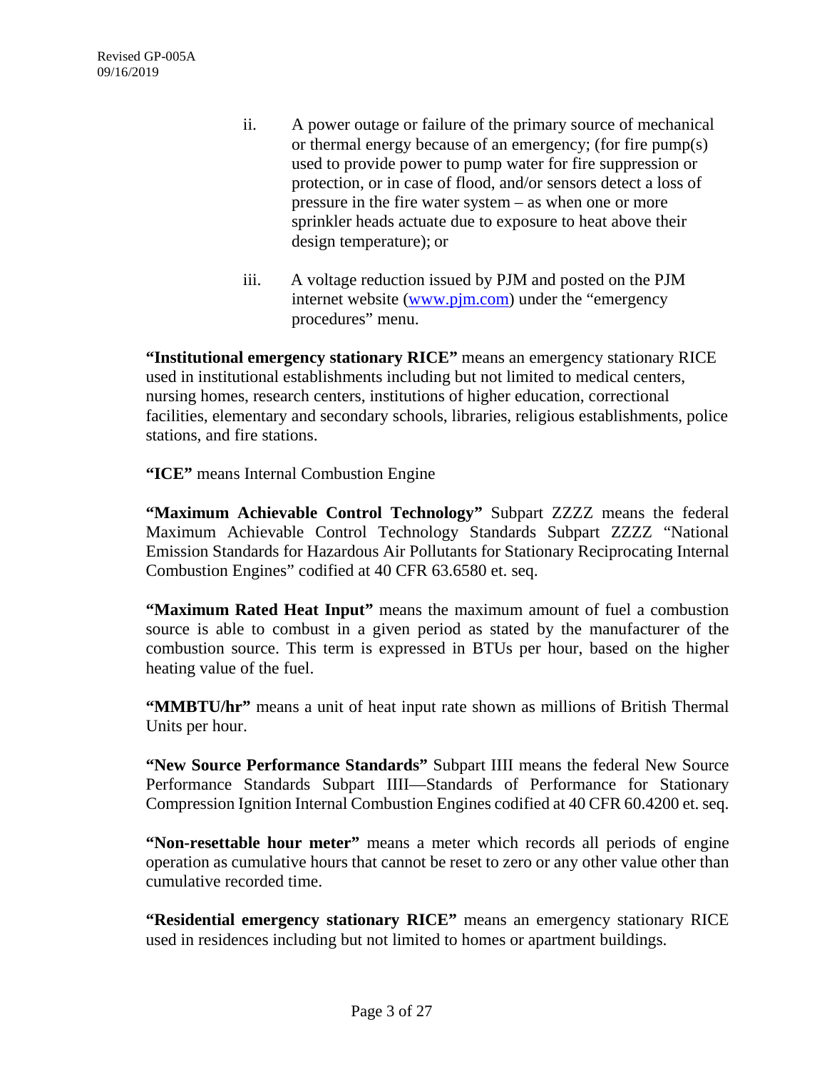ii. A power outage or failure of the primary source of mechanical or thermal energy because of an emergency; (for fire pump(s) used to provide power to pump water for fire suppression or protection, or in case of flood, and/or sensors detect a loss of pressure in the fire water system – as when one or more sprinkler heads actuate due to exposure to heat above their design temperature); or

iii. A voltage reduction issued by PJM and posted on the PJM internet website ([www.pjm.com](www.pjm.com)) under the "emergency procedures" menu.

**"Institutional emergency stationary RICE"** means an emergency stationary RICE used in institutional establishments including but not limited to medical centers, nursing homes, research centers, institutions of higher education, correctional facilities, elementary and secondary schools, libraries, religious establishments, police stations, and fire stations.

**"ICE"** means Internal Combustion Engine

**"Maximum Achievable Control Technology"** Subpart ZZZZ means the federal Maximum Achievable Control Technology Standards Subpart ZZZZ "National Emission Standards for Hazardous Air Pollutants for Stationary Reciprocating Internal Combustion Engines" codified at 40 CFR 63.6580 et. seq.

**"Maximum Rated Heat Input"** means the maximum amount of fuel a combustion source is able to combust in a given period as stated by the manufacturer of the combustion source. This term is expressed in BTUs per hour, based on the higher heating value of the fuel.

**"MMBTU/hr"** means a unit of heat input rate shown as millions of British Thermal Units per hour.

**"New Source Performance Standards"** Subpart IIII means the federal New Source Performance Standards Subpart IIII—Standards of Performance for Stationary Compression Ignition Internal Combustion Engines codified at 40 CFR 60.4200 et. seq.

**"Non-resettable hour meter"** means a meter which records all periods of engine operation as cumulative hours that cannot be reset to zero or any other value other than cumulative recorded time.

**"Residential emergency stationary RICE"** means an emergency stationary RICE used in residences including but not limited to homes or apartment buildings.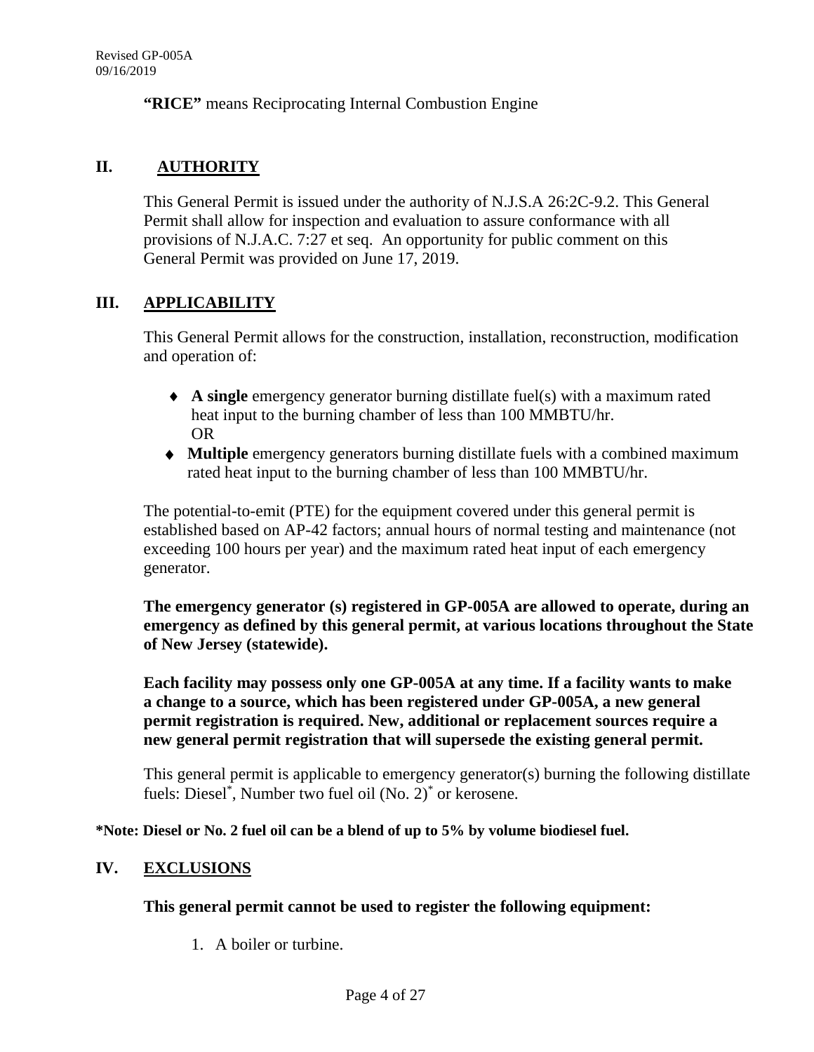**"RICE"** means Reciprocating Internal Combustion Engine

## II. AUTHORITY

This General Permit is issued under the authority of N.J.S.A 26:2C-9.2. This General Permit shall allow for inspection and evaluation to assure conformance with all provisions of N.J.A.C. 7:27 et seq. An opportunity for public comment on this General Permit was provided on June 17, 2019.

## III. APPLICABILITY

This General Permit allows for the construction, installation, reconstruction, modification and operation of:

- **A single** emergency generator burning distillate fuel(s) with a maximum rated heat input to the burning chamber of less than 100 MMBTU/hr.
  OR
- **Multiple** emergency generators burning distillate fuels with a combined maximum rated heat input to the burning chamber of less than 100 MMBTU/hr.

The potential-to-emit (PTE) for the equipment covered under this general permit is established based on AP-42 factors; annual hours of normal testing and maintenance (not exceeding 100 hours per year) and the maximum rated heat input of each emergency generator.

**The emergency generator (s) registered in GP-005A are allowed to operate, during an emergency as defined by this general permit, at various locations throughout the State of New Jersey (statewide).**

**Each facility may possess only one GP-005A at any time. If a facility wants to make a change to a source, which has been registered under GP-005A, a new general permit registration is required. New, additional or replacement sources require a new general permit registration that will supersede the existing general permit.**

This general permit is applicable to emergency generator(s) burning the following distillate fuels: Diesel*, Number two fuel oil (No. 2)* or kerosene.

**\*Note: Diesel or No. 2 fuel oil can be a blend of up to 5% by volume biodiesel fuel.**

## IV. EXCLUSIONS

**This general permit cannot be used to register the following equipment:**

1. A boiler or turbine.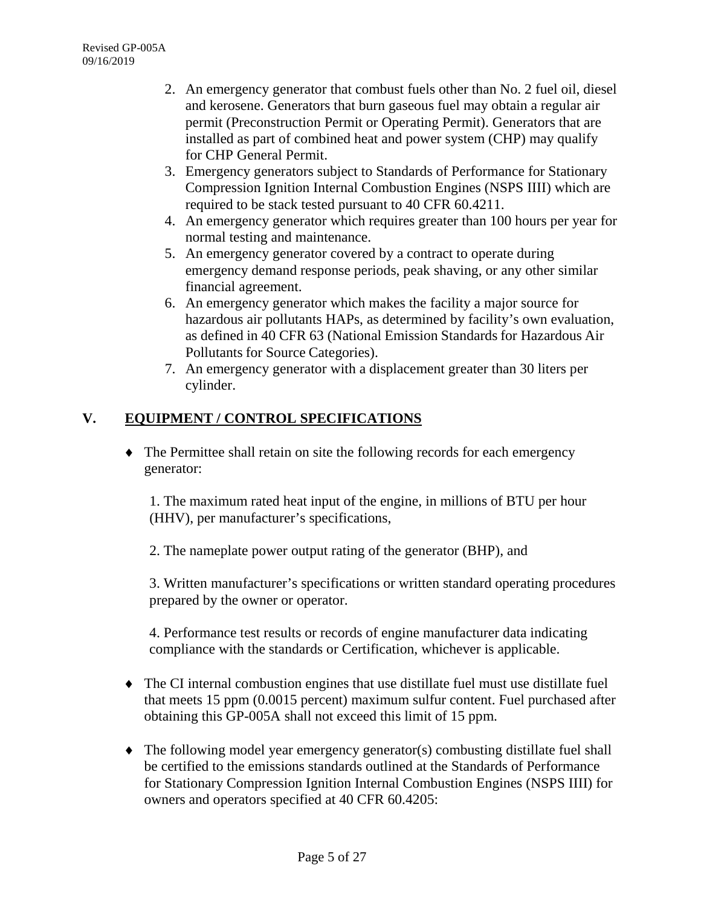2. An emergency generator that combust fuels other than No. 2 fuel oil, diesel and kerosene. Generators that burn gaseous fuel may obtain a regular air permit (Preconstruction Permit or Operating Permit). Generators that are installed as part of combined heat and power system (CHP) may qualify for CHP General Permit.
3. Emergency generators subject to Standards of Performance for Stationary Compression Ignition Internal Combustion Engines (NSPS IIII) which are required to be stack tested pursuant to 40 CFR 60.4211.
4. An emergency generator which requires greater than 100 hours per year for normal testing and maintenance.
5. An emergency generator covered by a contract to operate during emergency demand response periods, peak shaving, or any other similar financial agreement.
6. An emergency generator which makes the facility a major source for hazardous air pollutants HAPs, as determined by facility's own evaluation, as defined in 40 CFR 63 (National Emission Standards for Hazardous Air Pollutants for Source Categories).
7. An emergency generator with a displacement greater than 30 liters per cylinder.

## V. EQUIPMENT / CONTROL SPECIFICATIONS

- The Permittee shall retain on site the following records for each emergency generator:

  1. The maximum rated heat input of the engine, in millions of BTU per hour (HHV), per manufacturer's specifications,

  2. The nameplate power output rating of the generator (BHP), and

  3. Written manufacturer's specifications or written standard operating procedures prepared by the owner or operator.

  4. Performance test results or records of engine manufacturer data indicating compliance with the standards or Certification, whichever is applicable.

- The CI internal combustion engines that use distillate fuel must use distillate fuel that meets 15 ppm (0.0015 percent) maximum sulfur content. Fuel purchased after obtaining this GP-005A shall not exceed this limit of 15 ppm.

- The following model year emergency generator(s) combusting distillate fuel shall be certified to the emissions standards outlined at the Standards of Performance for Stationary Compression Ignition Internal Combustion Engines (NSPS IIII) for owners and operators specified at 40 CFR 60.4205: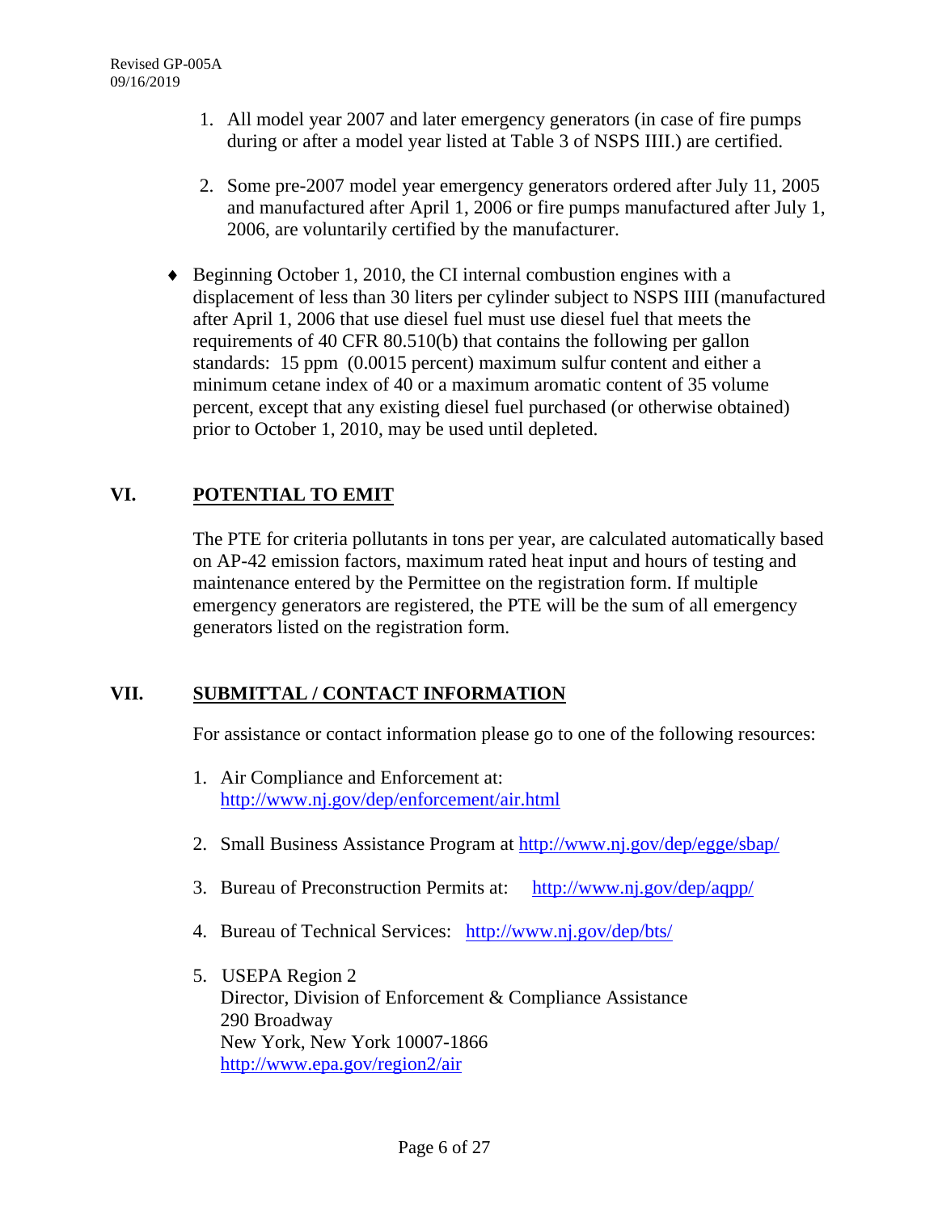1. All model year 2007 and later emergency generators (in case of fire pumps during or after a model year listed at Table 3 of NSPS IIII.) are certified.

2. Some pre-2007 model year emergency generators ordered after July 11, 2005 and manufactured after April 1, 2006 or fire pumps manufactured after July 1, 2006, are voluntarily certified by the manufacturer.

- Beginning October 1, 2010, the CI internal combustion engines with a displacement of less than 30 liters per cylinder subject to NSPS IIII (manufactured after April 1, 2006 that use diesel fuel must use diesel fuel that meets the requirements of 40 CFR 80.510(b) that contains the following per gallon standards: 15 ppm (0.0015 percent) maximum sulfur content and either a minimum cetane index of 40 or a maximum aromatic content of 35 volume percent, except that any existing diesel fuel purchased (or otherwise obtained) prior to October 1, 2010, may be used until depleted.

## VI. POTENTIAL TO EMIT

The PTE for criteria pollutants in tons per year, are calculated automatically based on AP-42 emission factors, maximum rated heat input and hours of testing and maintenance entered by the Permittee on the registration form. If multiple emergency generators are registered, the PTE will be the sum of all emergency generators listed on the registration form.

## VII. SUBMITTAL / CONTACT INFORMATION

For assistance or contact information please go to one of the following resources:

1. Air Compliance and Enforcement at: http://www.nj.gov/dep/enforcement/air.html

2. Small Business Assistance Program at http://www.nj.gov/dep/egge/sbap/

3. Bureau of Preconstruction Permits at: http://www.nj.gov/dep/aqpp/

4. Bureau of Technical Services: http://www.nj.gov/dep/bts/

5. USEPA Region 2
   Director, Division of Enforcement & Compliance Assistance
   290 Broadway
   New York, New York 10007-1866
   http://www.epa.gov/region2/air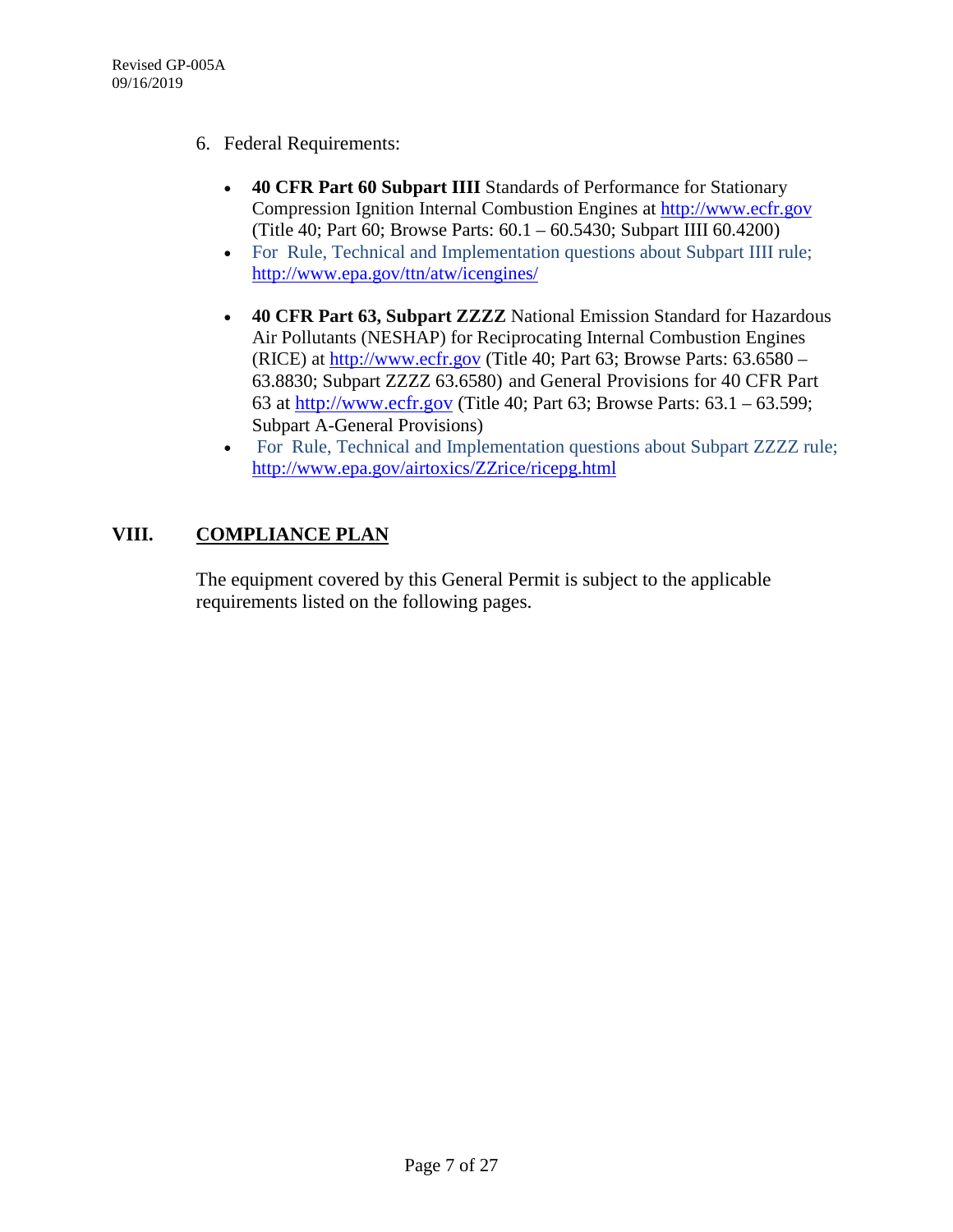6. Federal Requirements:

   - **40 CFR Part 60 Subpart IIII** Standards of Performance for Stationary Compression Ignition Internal Combustion Engines at http://www.ecfr.gov (Title 40; Part 60; Browse Parts: 60.1 – 60.5430; Subpart IIII 60.4200)
   - For Rule, Technical and Implementation questions about Subpart IIII rule; http://www.epa.gov/ttn/atw/icengines/

   - **40 CFR Part 63, Subpart ZZZZ** National Emission Standard for Hazardous Air Pollutants (NESHAP) for Reciprocating Internal Combustion Engines (RICE) at http://www.ecfr.gov (Title 40; Part 63; Browse Parts: 63.6580 – 63.8830; Subpart ZZZZ 63.6580) and General Provisions for 40 CFR Part 63 at http://www.ecfr.gov (Title 40; Part 63; Browse Parts: 63.1 – 63.599; Subpart A-General Provisions)
   - For Rule, Technical and Implementation questions about Subpart ZZZZ rule; http://www.epa.gov/airtoxics/ZZrice/ricepg.html

## VIII. COMPLIANCE PLAN

The equipment covered by this General Permit is subject to the applicable requirements listed on the following pages.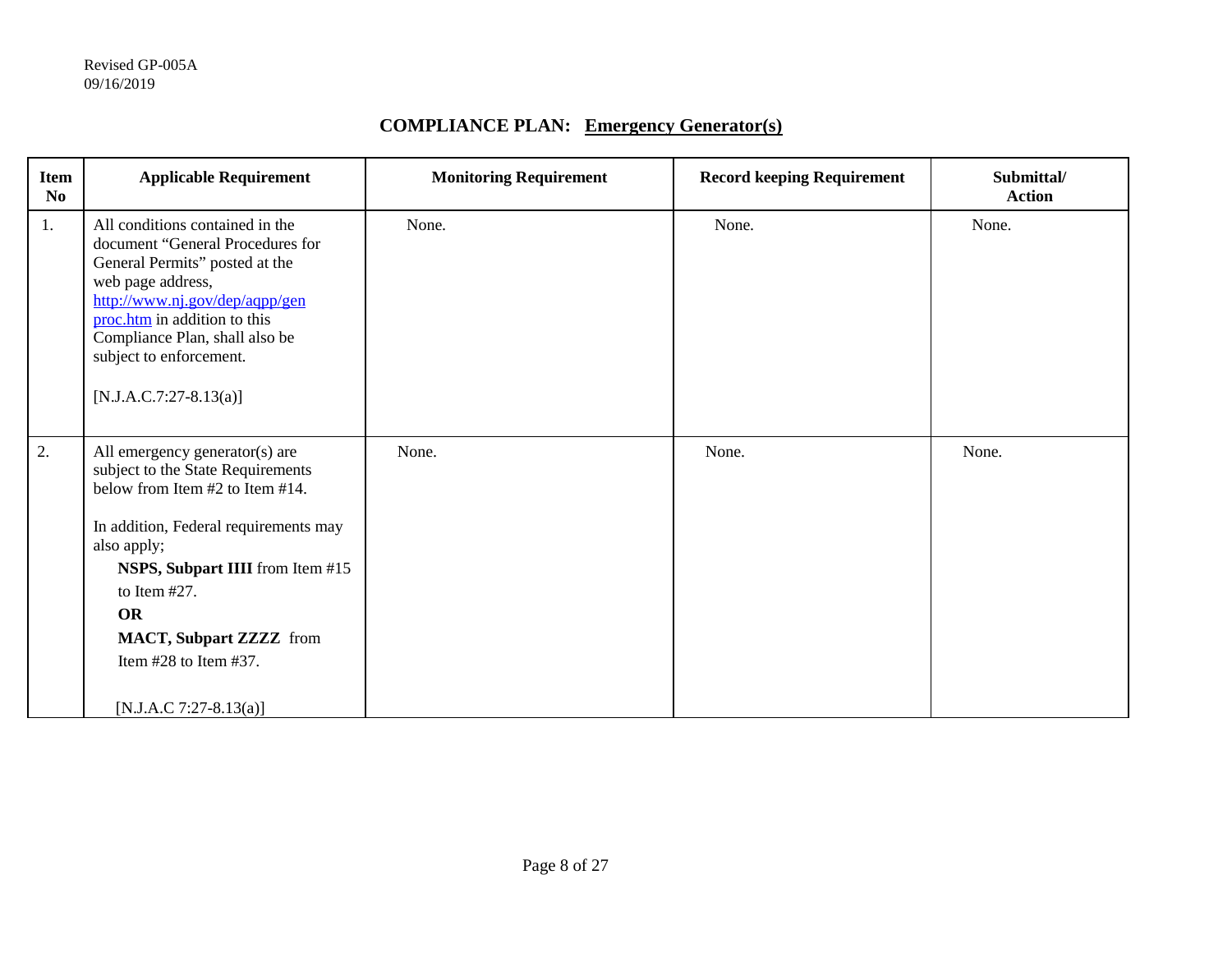Revised GP-005A
09/16/2019

## COMPLIANCE PLAN: Emergency Generator(s)

| Item No | Applicable Requirement | Monitoring Requirement | Record keeping Requirement | Submittal/ Action |
|---|---|---|---|---|
| 1. | All conditions contained in the document "General Procedures for General Permits" posted at the web page address, http://www.nj.gov/dep/aqpp/genproc.htm in addition to this Compliance Plan, shall also be subject to enforcement.<br><br>[N.J.A.C.7:27-8.13(a)] | None. | None. | None. |
| 2. | All emergency generator(s) are subject to the State Requirements below from Item #2 to Item #14.<br><br>In addition, Federal requirements may also apply;<br>**NSPS, Subpart IIII** from Item #15 to Item #27.<br>**OR**<br>**MACT, Subpart ZZZZ** from Item #28 to Item #37.<br><br>[N.J.A.C 7:27-8.13(a)] | None. | None. | None. |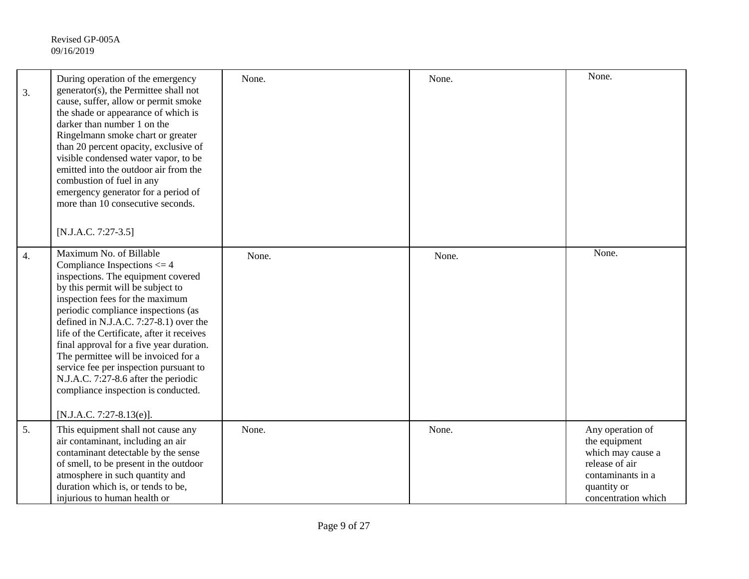| | | | | |
|---|---|---|---|---|
| 3. | During operation of the emergency generator(s), the Permittee shall not cause, suffer, allow or permit smoke the shade or appearance of which is darker than number 1 on the Ringelmann smoke chart or greater than 20 percent opacity, exclusive of visible condensed water vapor, to be emitted into the outdoor air from the combustion of fuel in any emergency generator for a period of more than 10 consecutive seconds. [N.J.A.C. 7:27-3.5] | None. | None. | None. |
| 4. | Maximum No. of Billable Compliance Inspections <= 4 inspections. The equipment covered by this permit will be subject to inspection fees for the maximum periodic compliance inspections (as defined in N.J.A.C. 7:27-8.1) over the life of the Certificate, after it receives final approval for a five year duration. The permittee will be invoiced for a service fee per inspection pursuant to N.J.A.C. 7:27-8.6 after the periodic compliance inspection is conducted. [N.J.A.C. 7:27-8.13(e)]. | None. | None. | None. |
| 5. | This equipment shall not cause any air contaminant, including an air contaminant detectable by the sense of smell, to be present in the outdoor atmosphere in such quantity and duration which is, or tends to be, injurious to human health or | None. | None. | Any operation of the equipment which may cause a release of air contaminants in a quantity or concentration which |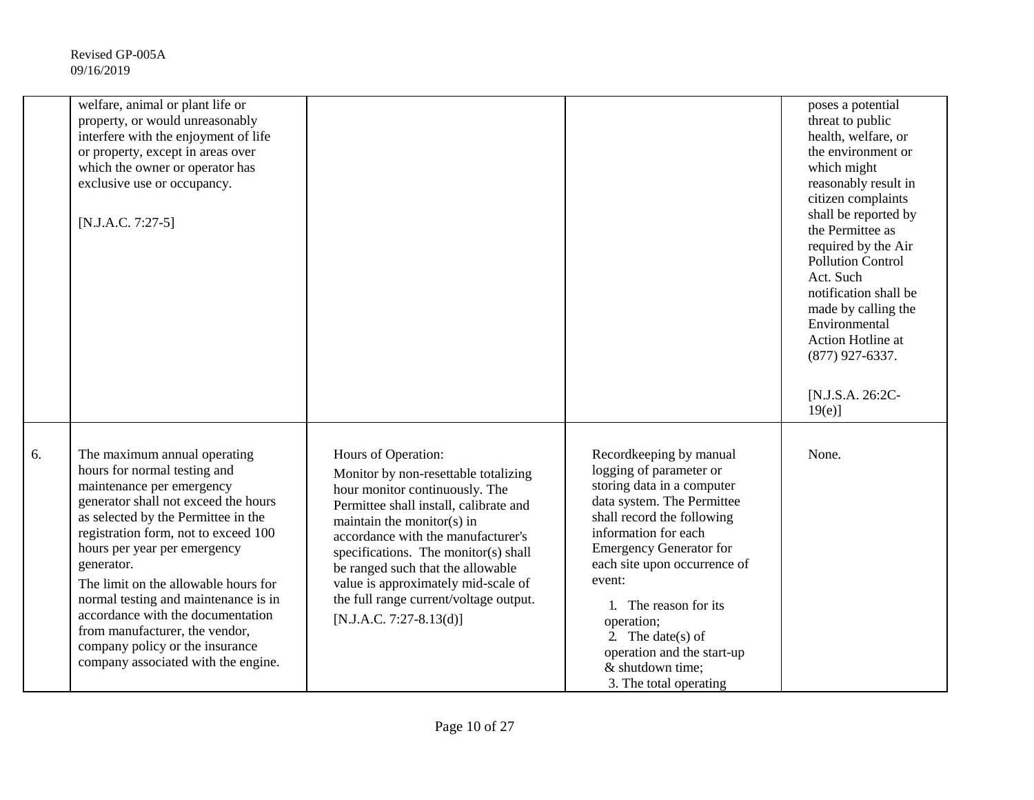| | | | | |
|---|---|---|---|---|
| | welfare, animal or plant life or property, or would unreasonably interfere with the enjoyment of life or property, except in areas over which the owner or operator has exclusive use or occupancy.<br><br>[N.J.A.C. 7:27-5] | | | poses a potential threat to public health, welfare, or the environment or which might reasonably result in citizen complaints shall be reported by the Permittee as required by the Air Pollution Control Act. Such notification shall be made by calling the Environmental Action Hotline at (877) 927-6337.<br><br>[N.J.S.A. 26:2C-19(e)] |
| 6. | The maximum annual operating hours for normal testing and maintenance per emergency generator shall not exceed the hours as selected by the Permittee in the registration form, not to exceed 100 hours per year per emergency generator.<br>The limit on the allowable hours for normal testing and maintenance is in accordance with the documentation from manufacturer, the vendor, company policy or the insurance company associated with the engine. | Hours of Operation:<br>Monitor by non-resettable totalizing hour monitor continuously. The Permittee shall install, calibrate and maintain the monitor(s) in accordance with the manufacturer's specifications. The monitor(s) shall be ranged such that the allowable value is approximately mid-scale of the full range current/voltage output.<br>[N.J.A.C. 7:27-8.13(d)] | Recordkeeping by manual logging of parameter or storing data in a computer data system. The Permittee shall record the following information for each Emergency Generator for each site upon occurrence of event:<br>1. The reason for its operation;<br>2. The date(s) of operation and the start-up & shutdown time;<br>3. The total operating | None. |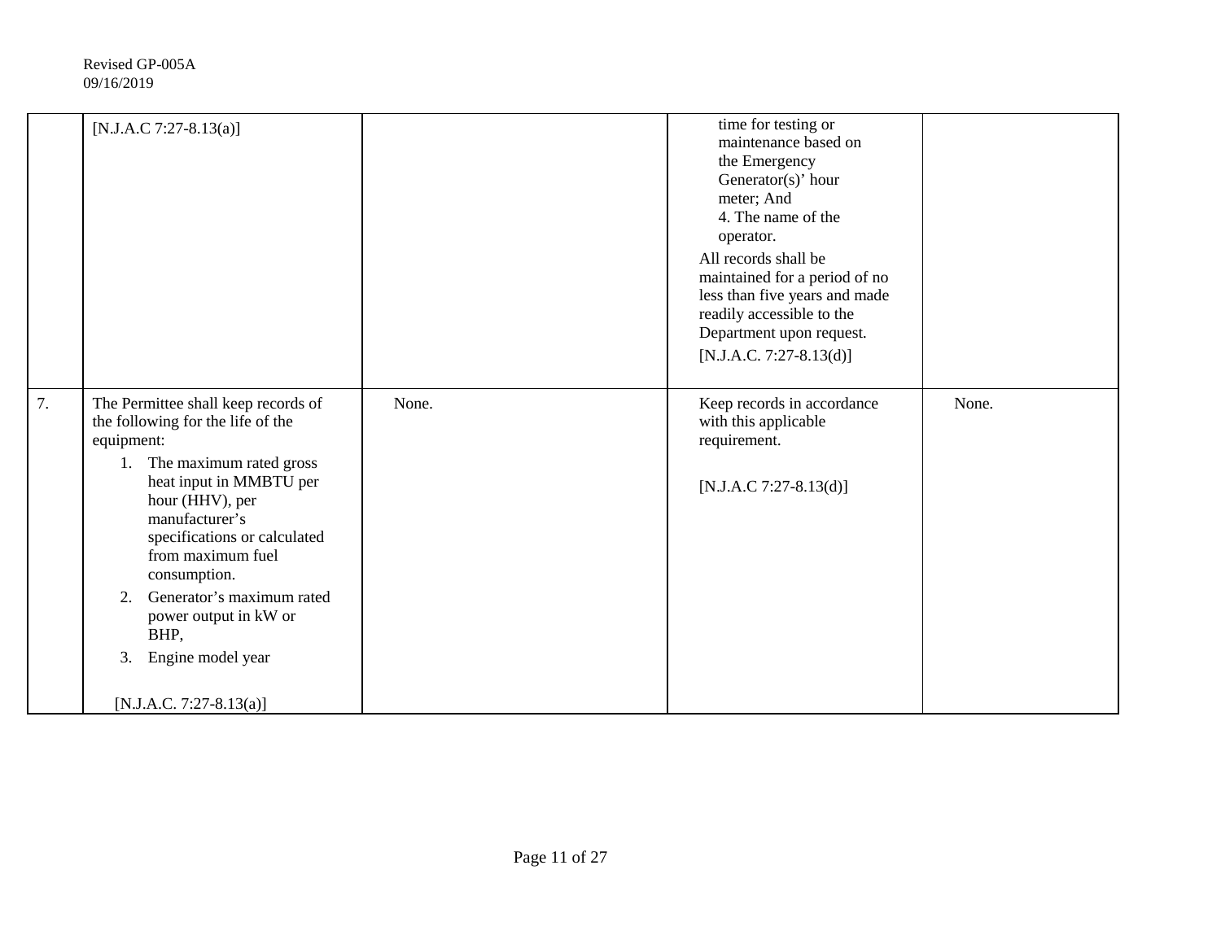| | | | | |
|---|---|---|---|---|
| | [N.J.A.C 7:27-8.13(a)] | | time for testing or maintenance based on the Emergency Generator(s)' hour meter; And<br>4. The name of the operator.<br>All records shall be maintained for a period of no less than five years and made readily accessible to the Department upon request.<br>[N.J.A.C. 7:27-8.13(d)] | |
| 7. | The Permittee shall keep records of the following for the life of the equipment:<br>1. The maximum rated gross heat input in MMBTU per hour (HHV), per manufacturer's specifications or calculated from maximum fuel consumption.<br>2. Generator's maximum rated power output in kW or BHP,<br>3. Engine model year<br>[N.J.A.C. 7:27-8.13(a)] | None. | Keep records in accordance with this applicable requirement.<br>[N.J.A.C 7:27-8.13(d)] | None. |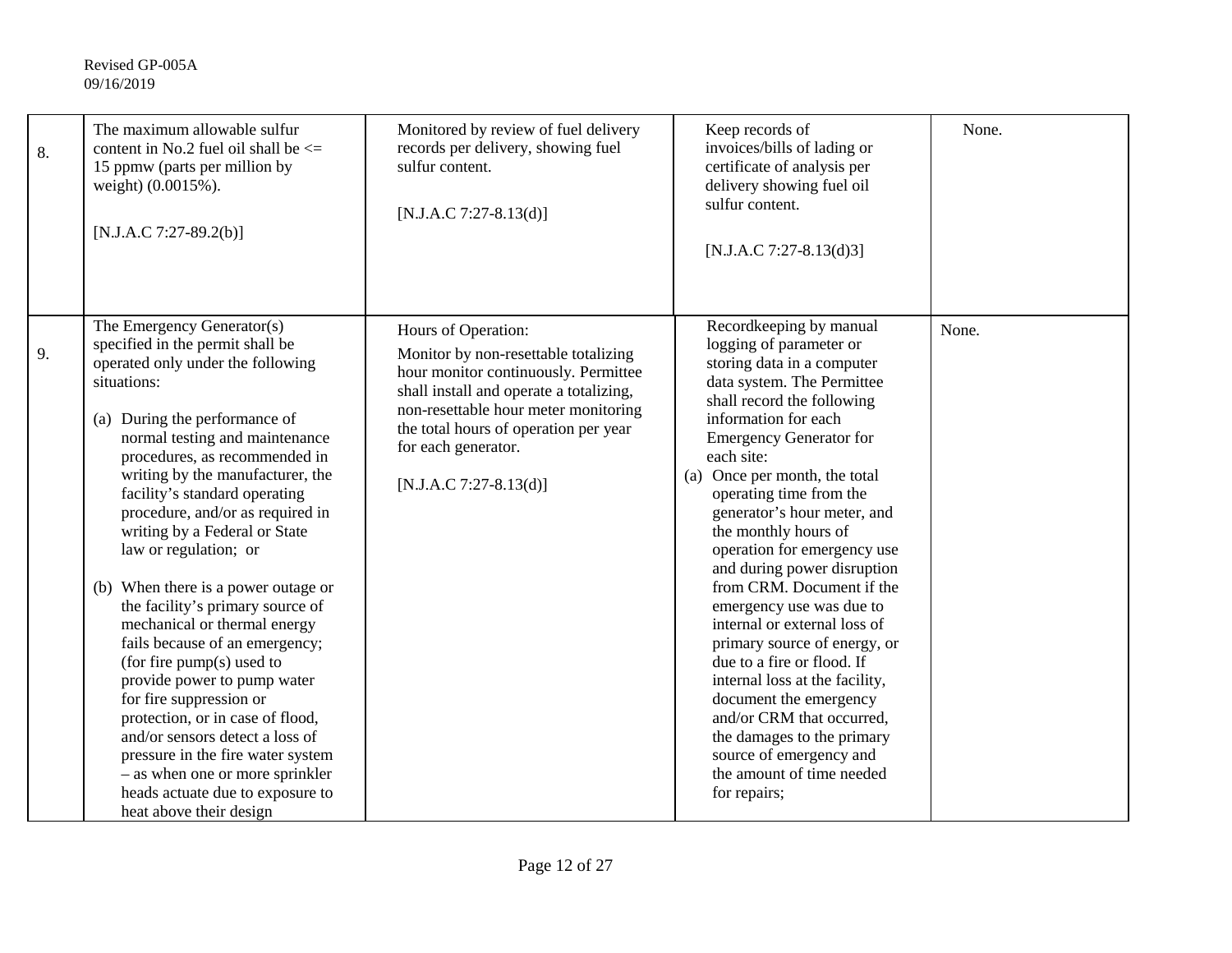| | | | | |
|---|---|---|---|---|
| 8. | The maximum allowable sulfur content in No.2 fuel oil shall be <= 15 ppmw (parts per million by weight) (0.0015%).<br><br>[N.J.A.C 7:27-89.2(b)] | Monitored by review of fuel delivery records per delivery, showing fuel sulfur content.<br><br>[N.J.A.C 7:27-8.13(d)] | Keep records of invoices/bills of lading or certificate of analysis per delivery showing fuel oil sulfur content.<br><br>[N.J.A.C 7:27-8.13(d)3] | None. |
| 9. | The Emergency Generator(s) specified in the permit shall be operated only under the following situations:<br><br>(a) During the performance of normal testing and maintenance procedures, as recommended in writing by the manufacturer, the facility's standard operating procedure, and/or as required in writing by a Federal or State law or regulation; or<br><br>(b) When there is a power outage or the facility's primary source of mechanical or thermal energy fails because of an emergency; (for fire pump(s) used to provide power to pump water for fire suppression or protection, or in case of flood, and/or sensors detect a loss of pressure in the fire water system – as when one or more sprinkler heads actuate due to exposure to heat above their design | Hours of Operation:<br><br>Monitor by non-resettable totalizing hour monitor continuously. Permittee shall install and operate a totalizing, non-resettable hour meter monitoring the total hours of operation per year for each generator.<br><br>[N.J.A.C 7:27-8.13(d)] | Recordkeeping by manual logging of parameter or storing data in a computer data system. The Permittee shall record the following information for each Emergency Generator for each site:<br>(a) Once per month, the total operating time from the generator's hour meter, and the monthly hours of operation for emergency use and during power disruption from CRM. Document if the emergency use was due to internal or external loss of primary source of energy, or due to a fire or flood. If internal loss at the facility, document the emergency and/or CRM that occurred, the damages to the primary source of emergency and the amount of time needed for repairs; | None. |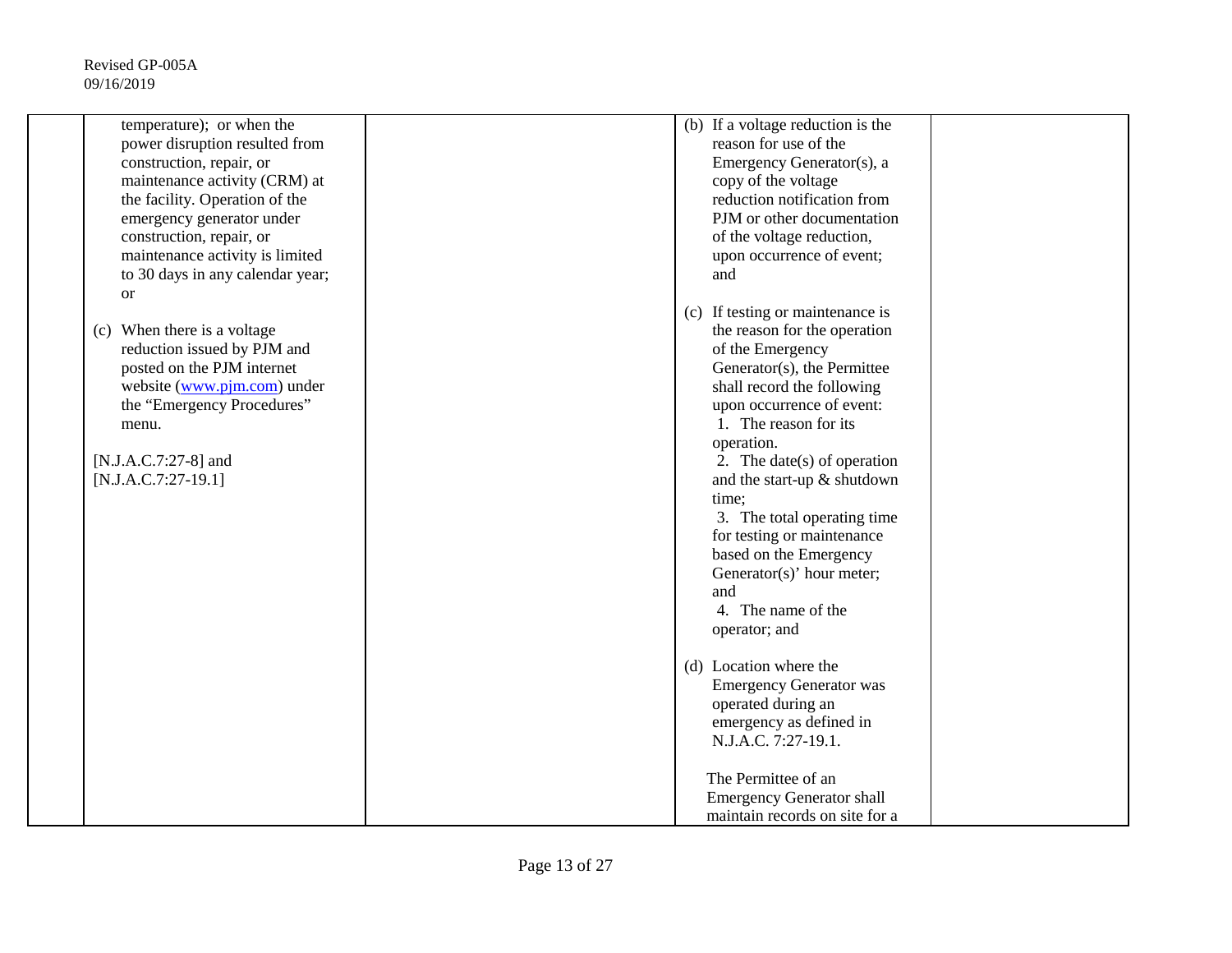| | | | | |
|---|---|---|---|---|
| | temperature); or when the power disruption resulted from construction, repair, or maintenance activity (CRM) at the facility. Operation of the emergency generator under construction, repair, or maintenance activity is limited to 30 days in any calendar year; or<br><br>(c) When there is a voltage reduction issued by PJM and posted on the PJM internet website (www.pjm.com) under the "Emergency Procedures" menu.<br><br>[N.J.A.C.7:27-8] and [N.J.A.C.7:27-19.1] | | (b) If a voltage reduction is the reason for use of the Emergency Generator(s), a copy of the voltage reduction notification from PJM or other documentation of the voltage reduction, upon occurrence of event; and<br><br>(c) If testing or maintenance is the reason for the operation of the Emergency Generator(s), the Permittee shall record the following upon occurrence of event:<br>1. The reason for its operation.<br>2. The date(s) of operation and the start-up & shutdown time;<br>3. The total operating time for testing or maintenance based on the Emergency Generator(s)' hour meter; and<br>4. The name of the operator; and<br><br>(d) Location where the Emergency Generator was operated during an emergency as defined in N.J.A.C. 7:27-19.1.<br><br>The Permittee of an Emergency Generator shall maintain records on site for a | |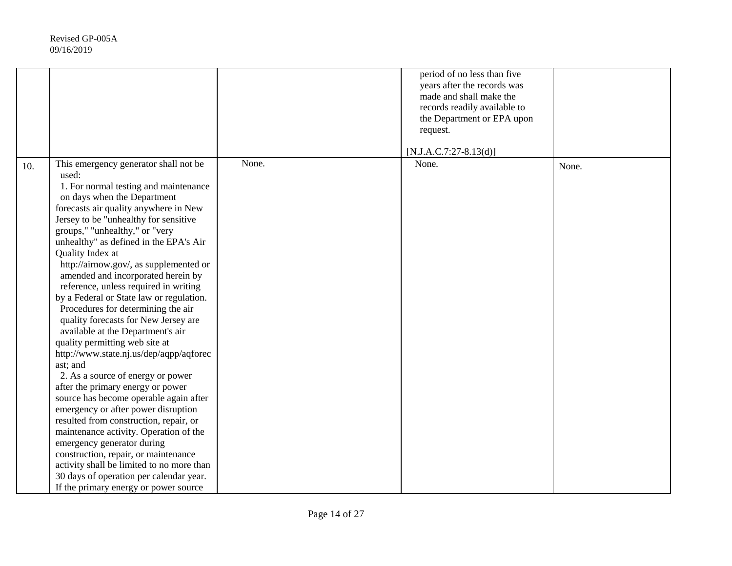| | | | | |
|---|---|---|---|---|
| | | | period of no less than five years after the records was made and shall make the records readily available to the Department or EPA upon request.<br><br>[N.J.A.C.7:27-8.13(d)] | |
| 10. | This emergency generator shall not be used:<br>1. For normal testing and maintenance on days when the Department forecasts air quality anywhere in New Jersey to be "unhealthy for sensitive groups," "unhealthy," or "very unhealthy" as defined in the EPA's Air Quality Index at http://airnow.gov/, as supplemented or amended and incorporated herein by reference, unless required in writing by a Federal or State law or regulation. Procedures for determining the air quality forecasts for New Jersey are available at the Department's air quality permitting web site at http://www.state.nj.us/dep/aqpp/aqforecast; and<br>2. As a source of energy or power after the primary energy or power source has become operable again after emergency or after power disruption resulted from construction, repair, or maintenance activity. Operation of the emergency generator during construction, repair, or maintenance activity shall be limited to no more than 30 days of operation per calendar year. If the primary energy or power source | None. | None. | None. |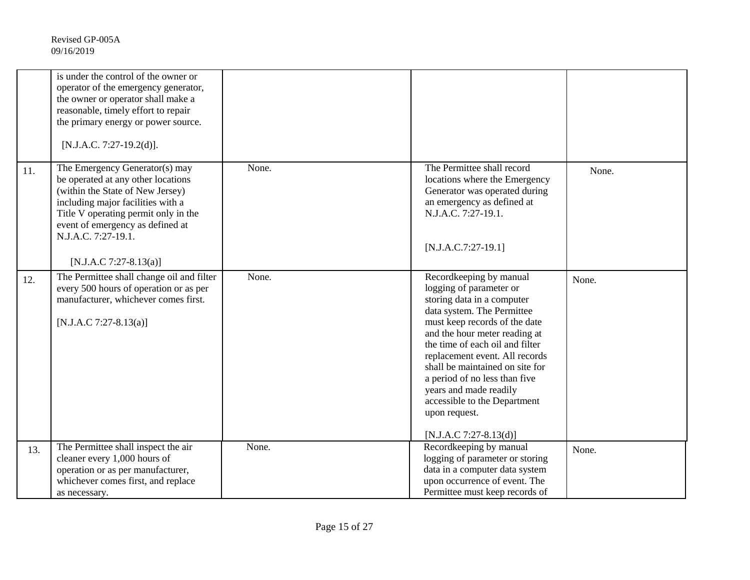| | | | | |
|---|---|---|---|---|
| | is under the control of the owner or operator of the emergency generator, the owner or operator shall make a reasonable, timely effort to repair the primary energy or power source. [N.J.A.C. 7:27-19.2(d)]. | | | |
| 11. | The Emergency Generator(s) may be operated at any other locations (within the State of New Jersey) including major facilities with a Title V operating permit only in the event of emergency as defined at N.J.A.C. 7:27-19.1. [N.J.A.C 7:27-8.13(a)] | None. | The Permittee shall record locations where the Emergency Generator was operated during an emergency as defined at N.J.A.C. 7:27-19.1. [N.J.A.C.7:27-19.1] | None. |
| 12. | The Permittee shall change oil and filter every 500 hours of operation or as per manufacturer, whichever comes first. [N.J.A.C 7:27-8.13(a)] | None. | Recordkeeping by manual logging of parameter or storing data in a computer data system. The Permittee must keep records of the date and the hour meter reading at the time of each oil and filter replacement event. All records shall be maintained on site for a period of no less than five years and made readily accessible to the Department upon request. [N.J.A.C 7:27-8.13(d)] | None. |
| 13. | The Permittee shall inspect the air cleaner every 1,000 hours of operation or as per manufacturer, whichever comes first, and replace as necessary. | None. | Recordkeeping by manual logging of parameter or storing data in a computer data system upon occurrence of event. The Permittee must keep records of | None. |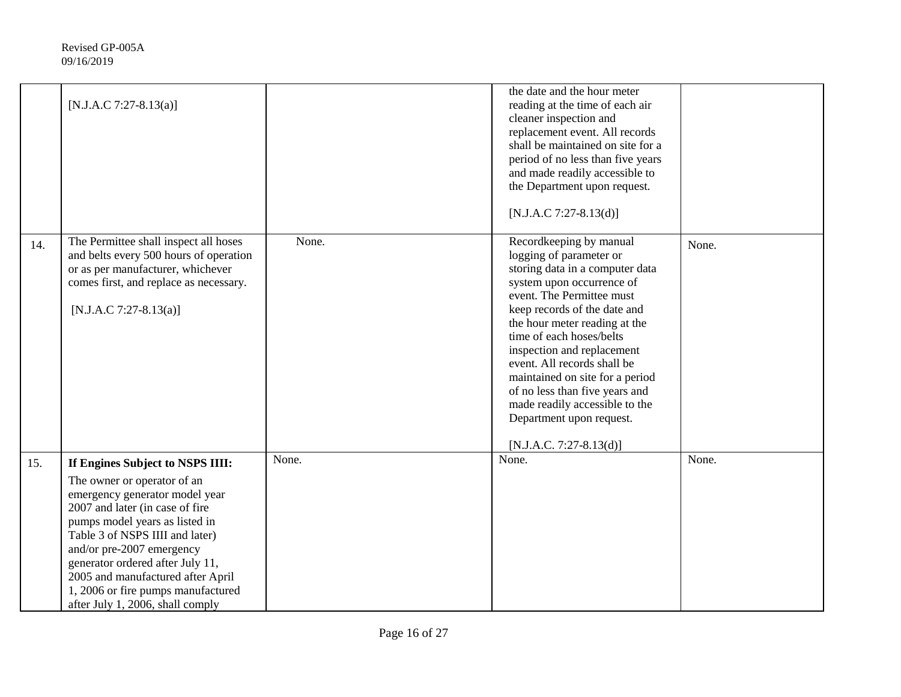Revised GP-005A
09/16/2019

| | | | | |
|---|---|---|---|---|
| | [N.J.A.C 7:27-8.13(a)] | | the date and the hour meter reading at the time of each air cleaner inspection and replacement event. All records shall be maintained on site for a period of no less than five years and made readily accessible to the Department upon request.<br><br>[N.J.A.C 7:27-8.13(d)] | |
| 14. | The Permittee shall inspect all hoses and belts every 500 hours of operation or as per manufacturer, whichever comes first, and replace as necessary.<br><br>[N.J.A.C 7:27-8.13(a)] | None. | Recordkeeping by manual logging of parameter or storing data in a computer data system upon occurrence of event. The Permittee must keep records of the date and the hour meter reading at the time of each hoses/belts inspection and replacement event. All records shall be maintained on site for a period of no less than five years and made readily accessible to the Department upon request.<br><br>[N.J.A.C. 7:27-8.13(d)] | None. |
| 15. | **If Engines Subject to NSPS IIII:**<br><br>The owner or operator of an emergency generator model year 2007 and later (in case of fire pumps model years as listed in Table 3 of NSPS IIII and later) and/or pre-2007 emergency generator ordered after July 11, 2005 and manufactured after April 1, 2006 or fire pumps manufactured after July 1, 2006, shall comply | None. | None. | None. |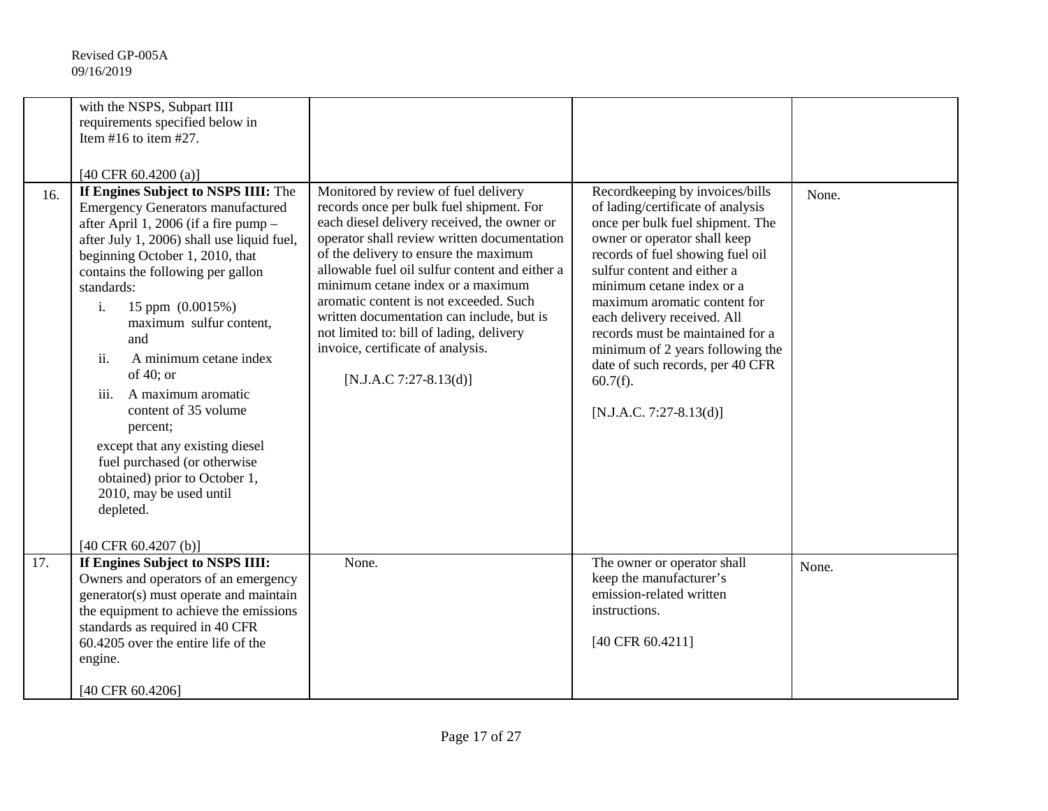| | | | | |
|---|---|---|---|---|
| | with the NSPS, Subpart IIII requirements specified below in Item #16 to item #27.<br><br>[40 CFR 60.4200 (a)] | | | |
| 16. | **If Engines Subject to NSPS IIII:** The Emergency Generators manufactured after April 1, 2006 (if a fire pump – after July 1, 2006) shall use liquid fuel, beginning October 1, 2010, that contains the following per gallon standards:<br>i. 15 ppm (0.0015%) maximum sulfur content, and<br>ii. A minimum cetane index of 40; or<br>iii. A maximum aromatic content of 35 volume percent;<br>except that any existing diesel fuel purchased (or otherwise obtained) prior to October 1, 2010, may be used until depleted.<br><br>[40 CFR 60.4207 (b)] | Monitored by review of fuel delivery records once per bulk fuel shipment. For each diesel delivery received, the owner or operator shall review written documentation of the delivery to ensure the maximum allowable fuel oil sulfur content and either a minimum cetane index or a maximum aromatic content is not exceeded. Such written documentation can include, but is not limited to: bill of lading, delivery invoice, certificate of analysis.<br><br>[N.J.A.C 7:27-8.13(d)] | Recordkeeping by invoices/bills of lading/certificate of analysis once per bulk fuel shipment. The owner or operator shall keep records of fuel showing fuel oil sulfur content and either a minimum cetane index or a maximum aromatic content for each delivery received. All records must be maintained for a minimum of 2 years following the date of such records, per 40 CFR 60.7(f).<br><br>[N.J.A.C. 7:27-8.13(d)] | None. |
| 17. | **If Engines Subject to NSPS IIII:** Owners and operators of an emergency generator(s) must operate and maintain the equipment to achieve the emissions standards as required in 40 CFR 60.4205 over the entire life of the engine.<br><br>[40 CFR 60.4206] | None. | The owner or operator shall keep the manufacturer's emission-related written instructions.<br><br>[40 CFR 60.4211] | None. |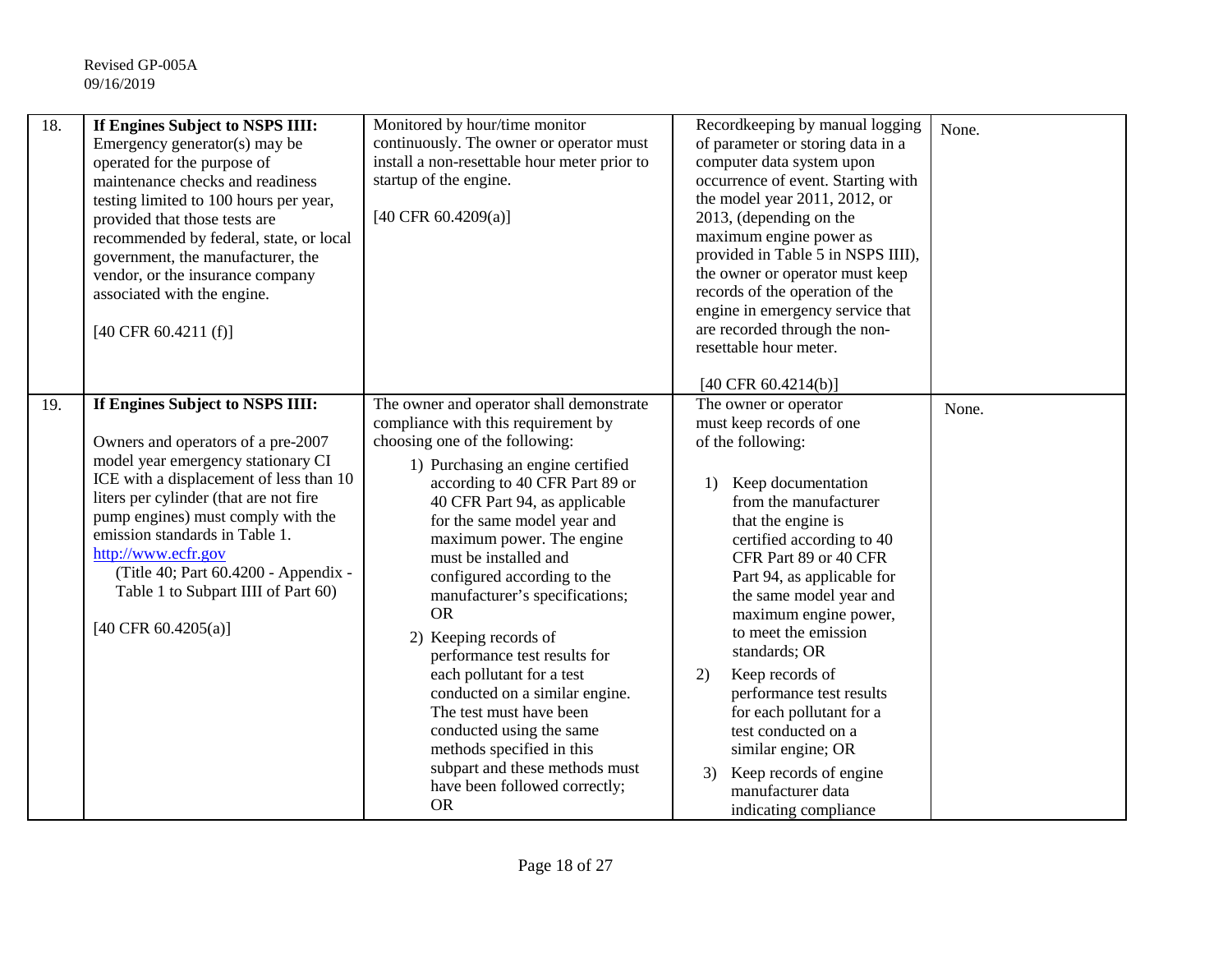| 18. | **If Engines Subject to NSPS IIII:** Emergency generator(s) may be operated for the purpose of maintenance checks and readiness testing limited to 100 hours per year, provided that those tests are recommended by federal, state, or local government, the manufacturer, the vendor, or the insurance company associated with the engine.<br><br>[40 CFR 60.4211 (f)] | Monitored by hour/time monitor continuously. The owner or operator must install a non-resettable hour meter prior to startup of the engine.<br><br>[40 CFR 60.4209(a)] | Recordkeeping by manual logging of parameter or storing data in a computer data system upon occurrence of event. Starting with the model year 2011, 2012, or 2013, (depending on the maximum engine power as provided in Table 5 in NSPS IIII), the owner or operator must keep records of the operation of the engine in emergency service that are recorded through the non-resettable hour meter.<br><br>[40 CFR 60.4214(b)] | None. |
|---|---|---|---|---|
| 19. | **If Engines Subject to NSPS IIII:**<br><br>Owners and operators of a pre-2007 model year emergency stationary CI ICE with a displacement of less than 10 liters per cylinder (that are not fire pump engines) must comply with the emission standards in Table 1. http://www.ecfr.gov (Title 40; Part 60.4200 - Appendix - Table 1 to Subpart IIII of Part 60)<br><br>[40 CFR 60.4205(a)] | The owner and operator shall demonstrate compliance with this requirement by choosing one of the following:<br>1) Purchasing an engine certified according to 40 CFR Part 89 or 40 CFR Part 94, as applicable for the same model year and maximum power. The engine must be installed and configured according to the manufacturer's specifications; OR<br>2) Keeping records of performance test results for each pollutant for a test conducted on a similar engine. The test must have been conducted using the same methods specified in this subpart and these methods must have been followed correctly; OR | The owner or operator must keep records of one of the following:<br>1) Keep documentation from the manufacturer that the engine is certified according to 40 CFR Part 89 or 40 CFR Part 94, as applicable for the same model year and maximum engine power, to meet the emission standards; OR<br>2) Keep records of performance test results for each pollutant for a test conducted on a similar engine; OR<br>3) Keep records of engine manufacturer data indicating compliance | None. |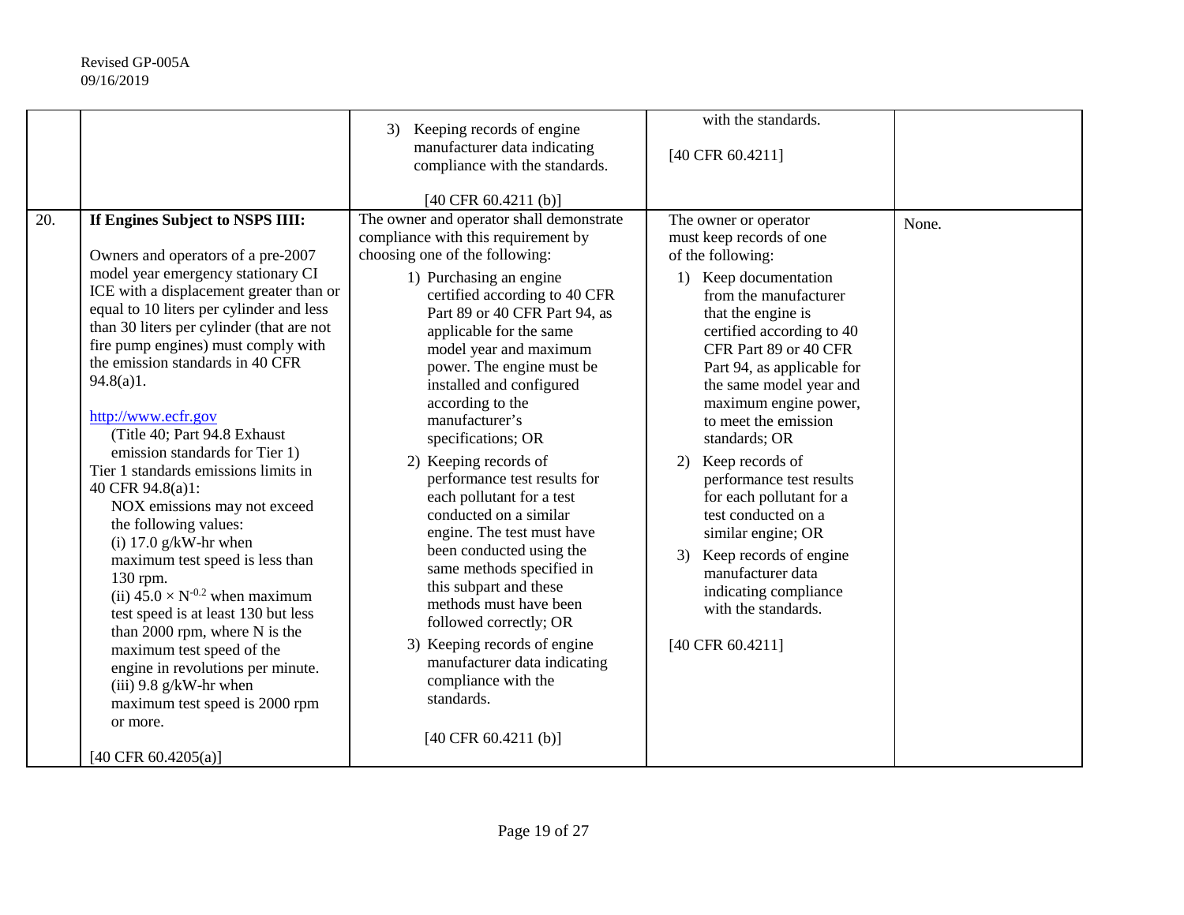Revised GP-005A
09/16/2019

| | | | | |
|---|---|---|---|---|
| | | 3) Keeping records of engine manufacturer data indicating compliance with the standards.<br><br>[40 CFR 60.4211 (b)] | with the standards.<br><br>[40 CFR 60.4211] | |
| 20. | **If Engines Subject to NSPS IIII:**<br><br>Owners and operators of a pre-2007 model year emergency stationary CI ICE with a displacement greater than or equal to 10 liters per cylinder and less than 30 liters per cylinder (that are not fire pump engines) must comply with the emission standards in 40 CFR 94.8(a)1.<br><br>http://www.ecfr.gov<br>(Title 40; Part 94.8 Exhaust emission standards for Tier 1)<br>Tier 1 standards emissions limits in 40 CFR 94.8(a)1:<br>NOX emissions may not exceed the following values:<br>(i) 17.0 g/kW-hr when maximum test speed is less than 130 rpm.<br>(ii) $45.0 \times N^{-0.2}$ when maximum test speed is at least 130 but less than 2000 rpm, where N is the maximum test speed of the engine in revolutions per minute.<br>(iii) 9.8 g/kW-hr when maximum test speed is 2000 rpm or more.<br><br>[40 CFR 60.4205(a)] | The owner and operator shall demonstrate compliance with this requirement by choosing one of the following:<br>1) Purchasing an engine certified according to 40 CFR Part 89 or 40 CFR Part 94, as applicable for the same model year and maximum power. The engine must be installed and configured according to the manufacturer's specifications; OR<br>2) Keeping records of performance test results for each pollutant for a test conducted on a similar engine. The test must have been conducted using the same methods specified in this subpart and these methods must have been followed correctly; OR<br>3) Keeping records of engine manufacturer data indicating compliance with the standards.<br><br>[40 CFR 60.4211 (b)] | The owner or operator must keep records of one of the following:<br>1) Keep documentation from the manufacturer that the engine is certified according to 40 CFR Part 89 or 40 CFR Part 94, as applicable for the same model year and maximum engine power, to meet the emission standards; OR<br>2) Keep records of performance test results for each pollutant for a test conducted on a similar engine; OR<br>3) Keep records of engine manufacturer data indicating compliance with the standards.<br><br>[40 CFR 60.4211] | None. |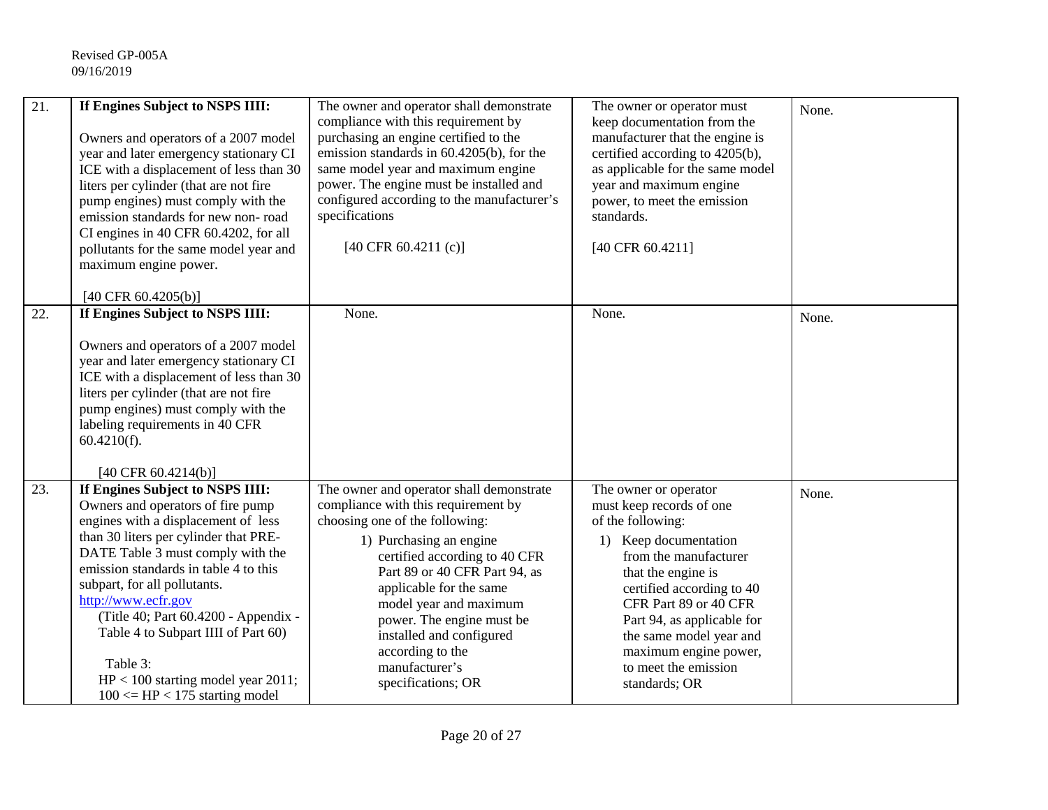| | | | | |
|---|---|---|---|---|
| 21. | **If Engines Subject to NSPS IIII:**<br><br>Owners and operators of a 2007 model year and later emergency stationary CI ICE with a displacement of less than 30 liters per cylinder (that are not fire pump engines) must comply with the emission standards for new non- road CI engines in 40 CFR 60.4202, for all pollutants for the same model year and maximum engine power.<br><br>[40 CFR 60.4205(b)] | The owner and operator shall demonstrate compliance with this requirement by purchasing an engine certified to the emission standards in 60.4205(b), for the same model year and maximum engine power. The engine must be installed and configured according to the manufacturer's specifications<br><br>[40 CFR 60.4211 (c)] | The owner or operator must keep documentation from the manufacturer that the engine is certified according to 4205(b), as applicable for the same model year and maximum engine power, to meet the emission standards.<br><br>[40 CFR 60.4211] | None. |
| 22. | **If Engines Subject to NSPS IIII:**<br><br>Owners and operators of a 2007 model year and later emergency stationary CI ICE with a displacement of less than 30 liters per cylinder (that are not fire pump engines) must comply with the labeling requirements in 40 CFR 60.4210(f).<br><br>[40 CFR 60.4214(b)] | None. | None. | None. |
| 23. | **If Engines Subject to NSPS IIII:**<br>Owners and operators of fire pump engines with a displacement of less than 30 liters per cylinder that PRE-DATE Table 3 must comply with the emission standards in table 4 to this subpart, for all pollutants.<br>http://www.ecfr.gov<br>(Title 40; Part 60.4200 - Appendix - Table 4 to Subpart IIII of Part 60)<br><br>Table 3:<br>HP < 100 starting model year 2011;<br>100 <= HP < 175 starting model | The owner and operator shall demonstrate compliance with this requirement by choosing one of the following:<br>1) Purchasing an engine certified according to 40 CFR Part 89 or 40 CFR Part 94, as applicable for the same model year and maximum power. The engine must be installed and configured according to the manufacturer's specifications; OR | The owner or operator must keep records of one of the following:<br>1) Keep documentation from the manufacturer that the engine is certified according to 40 CFR Part 89 or 40 CFR Part 94, as applicable for the same model year and maximum engine power, to meet the emission standards; OR | None. |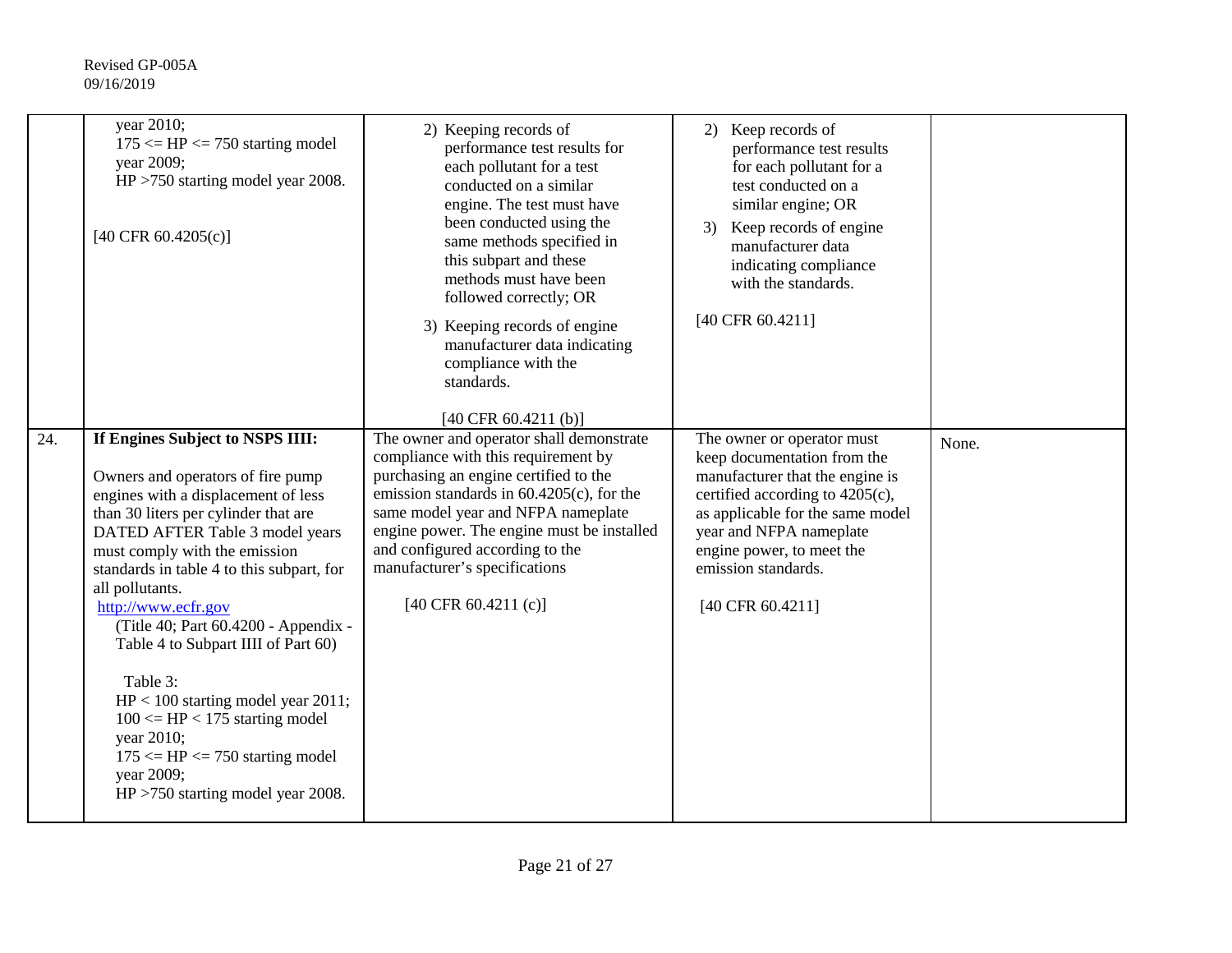| | | | | |
|---|---|---|---|---|
| | year 2010;<br>175 <= HP <= 750 starting model year 2009;<br>HP >750 starting model year 2008.<br><br>[40 CFR 60.4205(c)] | 2) Keeping records of performance test results for each pollutant for a test conducted on a similar engine. The test must have been conducted using the same methods specified in this subpart and these methods must have been followed correctly; OR<br><br>3) Keeping records of engine manufacturer data indicating compliance with the standards.<br><br>[40 CFR 60.4211 (b)] | 2) Keep records of performance test results for each pollutant for a test conducted on a similar engine; OR<br><br>3) Keep records of engine manufacturer data indicating compliance with the standards.<br><br>[40 CFR 60.4211] | |
| 24. | **If Engines Subject to NSPS IIII:**<br><br>Owners and operators of fire pump engines with a displacement of less than 30 liters per cylinder that are DATED AFTER Table 3 model years must comply with the emission standards in table 4 to this subpart, for all pollutants.<br>http://www.ecfr.gov<br>(Title 40; Part 60.4200 - Appendix - Table 4 to Subpart IIII of Part 60)<br><br>Table 3:<br>HP < 100 starting model year 2011;<br>100 <= HP < 175 starting model year 2010;<br>175 <= HP <= 750 starting model year 2009;<br>HP >750 starting model year 2008. | The owner and operator shall demonstrate compliance with this requirement by purchasing an engine certified to the emission standards in 60.4205(c), for the same model year and NFPA nameplate engine power. The engine must be installed and configured according to the manufacturer's specifications<br><br>[40 CFR 60.4211 (c)] | The owner or operator must keep documentation from the manufacturer that the engine is certified according to 4205(c), as applicable for the same model year and NFPA nameplate engine power, to meet the emission standards.<br><br>[40 CFR 60.4211] | None. |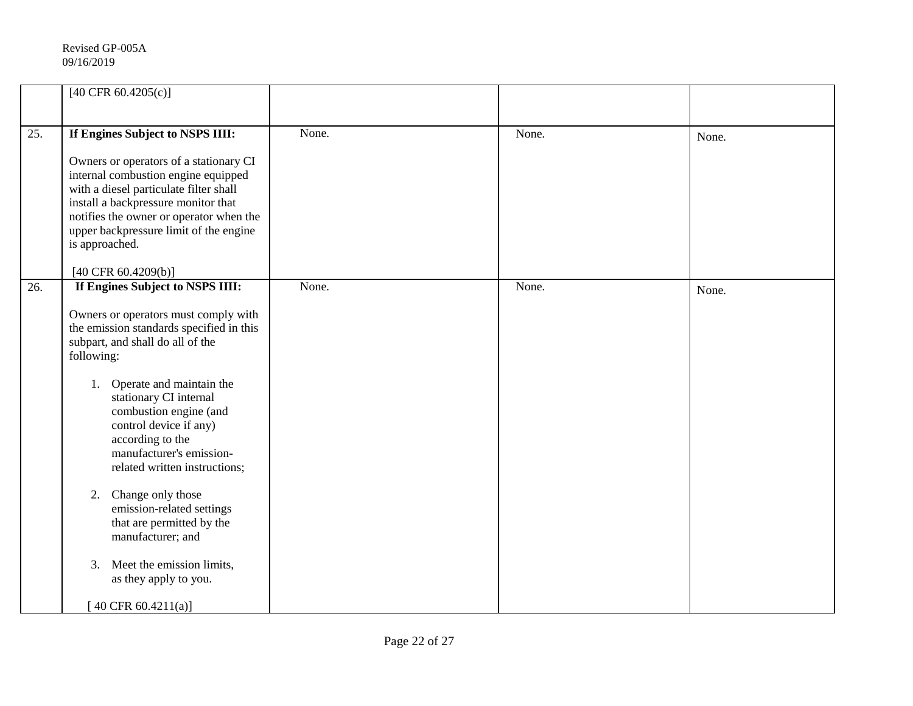| | | | | |
|---|---|---|---|---|
| | [40 CFR 60.4205(c)] | | | |
| 25. | **If Engines Subject to NSPS IIII:**<br><br>Owners or operators of a stationary CI internal combustion engine equipped with a diesel particulate filter shall install a backpressure monitor that notifies the owner or operator when the upper backpressure limit of the engine is approached.<br><br>[40 CFR 60.4209(b)] | None. | None. | None. |
| 26. | **If Engines Subject to NSPS IIII:**<br><br>Owners or operators must comply with the emission standards specified in this subpart, and shall do all of the following:<br><br>1. Operate and maintain the stationary CI internal combustion engine (and control device if any) according to the manufacturer's emission-related written instructions;<br><br>2. Change only those emission-related settings that are permitted by the manufacturer; and<br><br>3. Meet the emission limits, as they apply to you.<br><br>[ 40 CFR 60.4211(a)] | None. | None. | None. |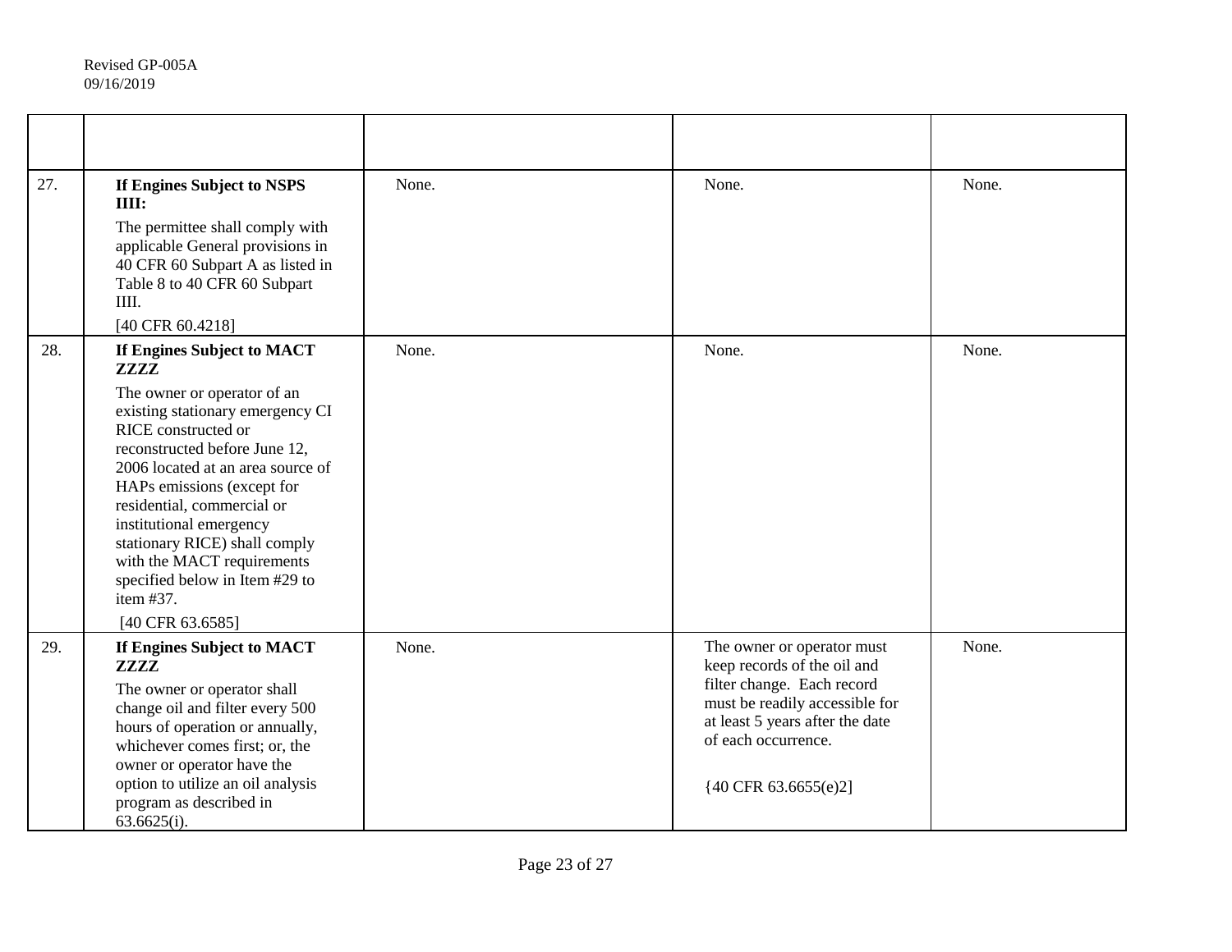| | | | | |
|---|---|---|---|---|
| 27. | **If Engines Subject to NSPS IIII:** The permittee shall comply with applicable General provisions in 40 CFR 60 Subpart A as listed in Table 8 to 40 CFR 60 Subpart IIII. [40 CFR 60.4218] | None. | None. | None. |
| 28. | **If Engines Subject to MACT ZZZZ** The owner or operator of an existing stationary emergency CI RICE constructed or reconstructed before June 12, 2006 located at an area source of HAPs emissions (except for residential, commercial or institutional emergency stationary RICE) shall comply with the MACT requirements specified below in Item #29 to item #37. [40 CFR 63.6585] | None. | None. | None. |
| 29. | **If Engines Subject to MACT ZZZZ** The owner or operator shall change oil and filter every 500 hours of operation or annually, whichever comes first; or, the owner or operator have the option to utilize an oil analysis program as described in 63.6625(i). | None. | The owner or operator must keep records of the oil and filter change. Each record must be readily accessible for at least 5 years after the date of each occurrence. {40 CFR 63.6655(e)2] | None. |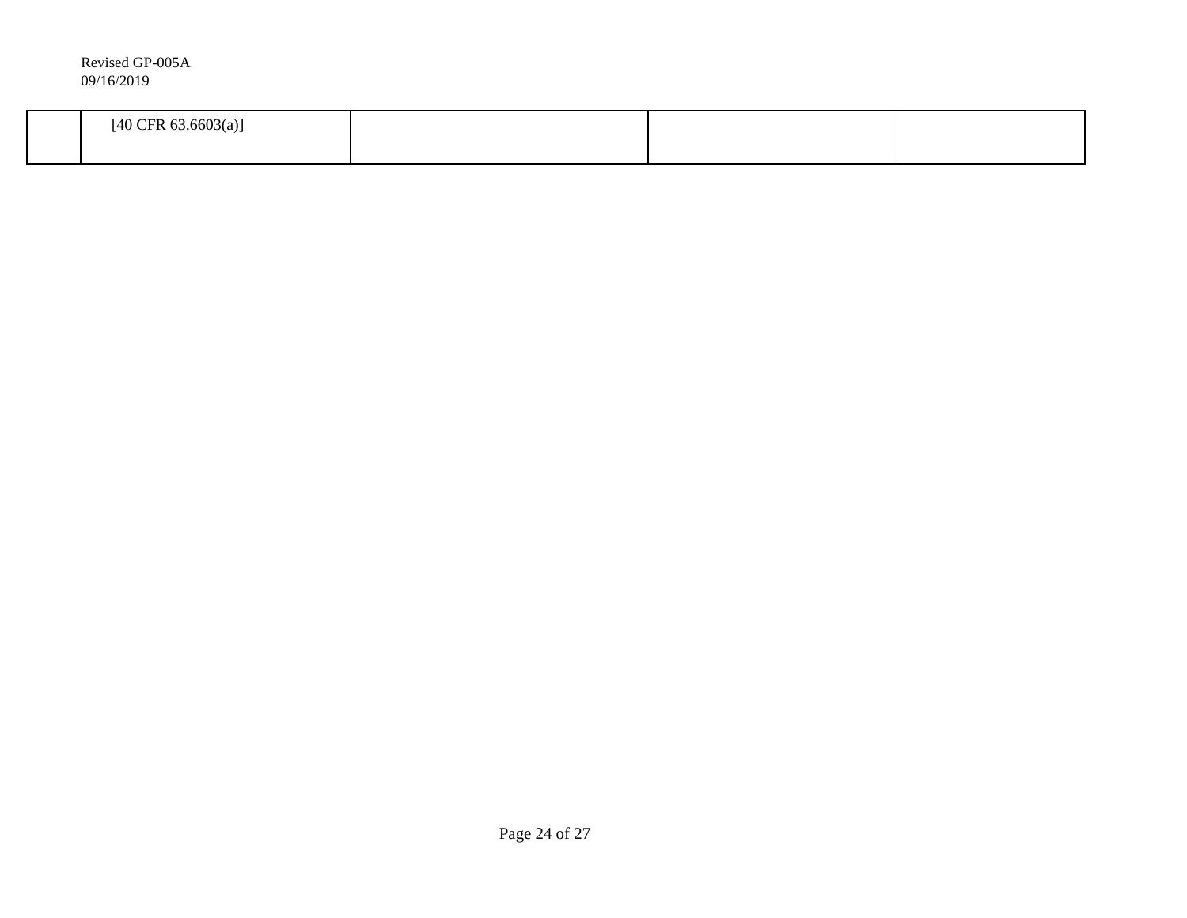| | | | | |
|---|---|---|---|---|
| | [40 CFR 63.6603(a)] | | | |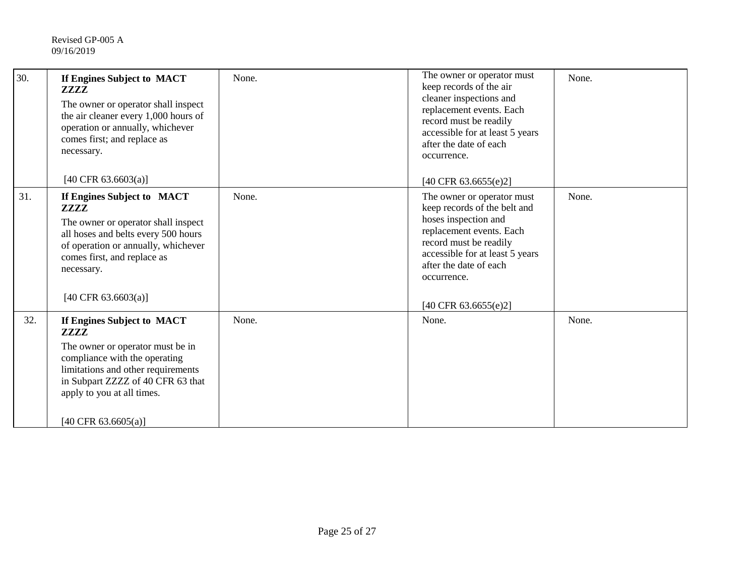Revised GP-005 A
09/16/2019

| 30. | **If Engines Subject to MACT ZZZZ**<br>The owner or operator shall inspect the air cleaner every 1,000 hours of operation or annually, whichever comes first; and replace as necessary.<br><br>[40 CFR 63.6603(a)] | None. | The owner or operator must keep records of the air cleaner inspections and replacement events. Each record must be readily accessible for at least 5 years after the date of each occurrence.<br><br>[40 CFR 63.6655(e)2] | None. |
|---|---|---|---|---|
| 31. | **If Engines Subject to MACT ZZZZ**<br>The owner or operator shall inspect all hoses and belts every 500 hours of operation or annually, whichever comes first, and replace as necessary.<br><br>[40 CFR 63.6603(a)] | None. | The owner or operator must keep records of the belt and hoses inspection and replacement events. Each record must be readily accessible for at least 5 years after the date of each occurrence.<br><br>[40 CFR 63.6655(e)2] | None. |
| 32. | **If Engines Subject to MACT ZZZZ**<br>The owner or operator must be in compliance with the operating limitations and other requirements in Subpart ZZZZ of 40 CFR 63 that apply to you at all times.<br><br>[40 CFR 63.6605(a)] | None. | None. | None. |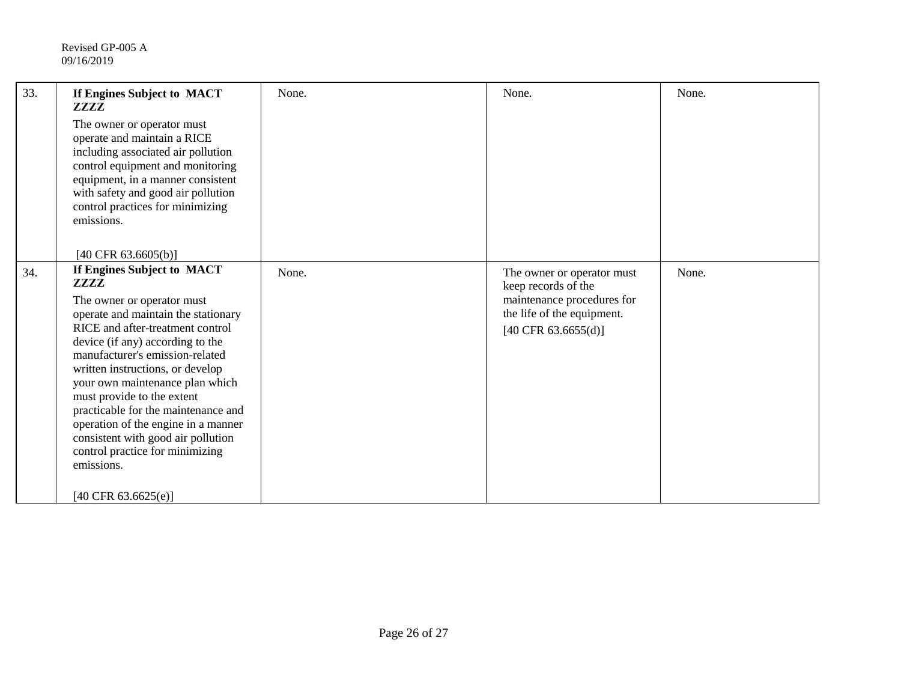Revised GP-005 A
09/16/2019

| | | | | |
|---|---|---|---|---|
| 33. | **If Engines Subject to MACT ZZZZ** The owner or operator must operate and maintain a RICE including associated air pollution control equipment and monitoring equipment, in a manner consistent with safety and good air pollution control practices for minimizing emissions. [40 CFR 63.6605(b)] | None. | None. | None. |
| 34. | **If Engines Subject to MACT ZZZZ** The owner or operator must operate and maintain the stationary RICE and after-treatment control device (if any) according to the manufacturer's emission-related written instructions, or develop your own maintenance plan which must provide to the extent practicable for the maintenance and operation of the engine in a manner consistent with good air pollution control practice for minimizing emissions. [40 CFR 63.6625(e)] | None. | The owner or operator must keep records of the maintenance procedures for the life of the equipment. [40 CFR 63.6655(d)] | None. |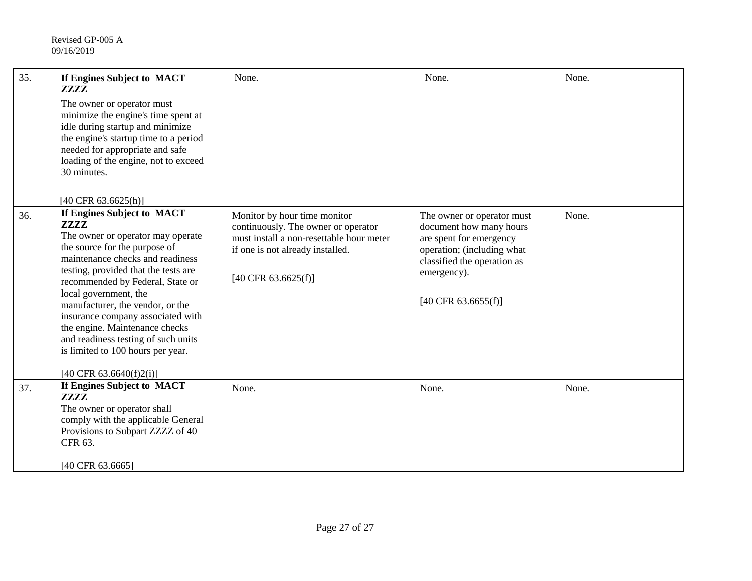| | | | | |
|---|---|---|---|---|
| 35. | **If Engines Subject to MACT ZZZZ**<br>The owner or operator must minimize the engine's time spent at idle during startup and minimize the engine's startup time to a period needed for appropriate and safe loading of the engine, not to exceed 30 minutes.<br><br>[40 CFR 63.6625(h)] | None. | None. | None. |
| 36. | **If Engines Subject to MACT ZZZZ**<br>The owner or operator may operate the source for the purpose of maintenance checks and readiness testing, provided that the tests are recommended by Federal, State or local government, the manufacturer, the vendor, or the insurance company associated with the engine. Maintenance checks and readiness testing of such units is limited to 100 hours per year.<br><br>[40 CFR 63.6640(f)2(i)] | Monitor by hour time monitor continuously. The owner or operator must install a non-resettable hour meter if one is not already installed.<br><br>[40 CFR 63.6625(f)] | The owner or operator must document how many hours are spent for emergency operation; (including what classified the operation as emergency).<br><br>[40 CFR 63.6655(f)] | None. |
| 37. | **If Engines Subject to MACT ZZZZ**<br>The owner or operator shall comply with the applicable General Provisions to Subpart ZZZZ of 40 CFR 63.<br><br>[40 CFR 63.6665] | None. | None. | None. |